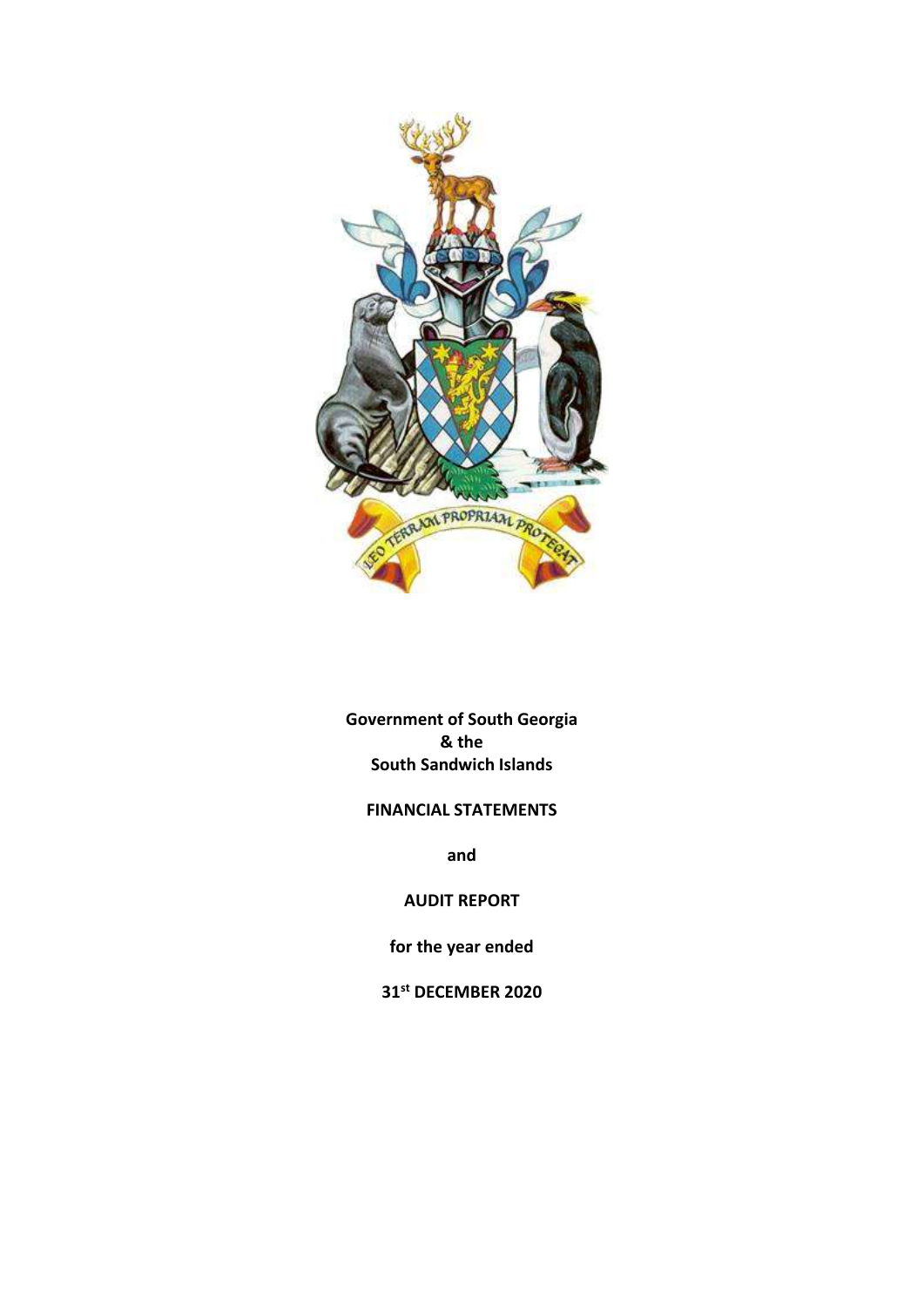**Government of South Georgia**
**& the**
**South Sandwich Islands**

**FINANCIAL STATEMENTS**

**and**

**AUDIT REPORT**

**for the year ended**

**31st DECEMBER 2020**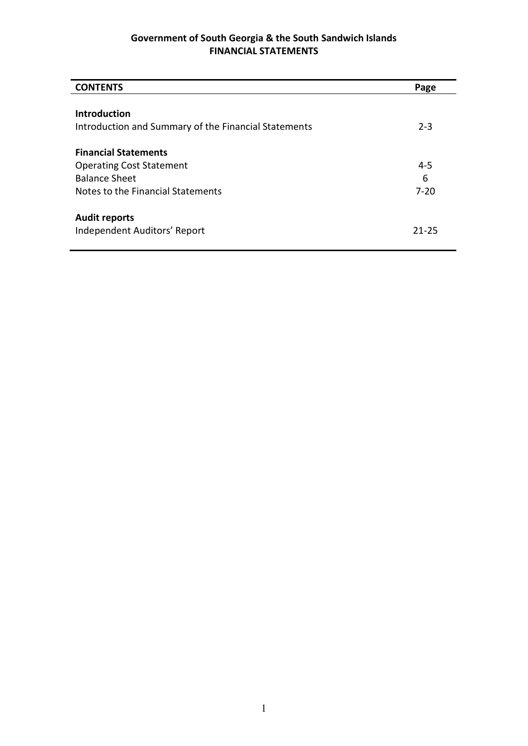**Government of South Georgia & the South Sandwich Islands**
**FINANCIAL STATEMENTS**

| CONTENTS | Page |
|---|---|
| **Introduction** | |
| Introduction and Summary of the Financial Statements | 2-3 |
| **Financial Statements** | |
| Operating Cost Statement | 4-5 |
| Balance Sheet | 6 |
| Notes to the Financial Statements | 7-20 |
| **Audit reports** | |
| Independent Auditors' Report | 21-25 |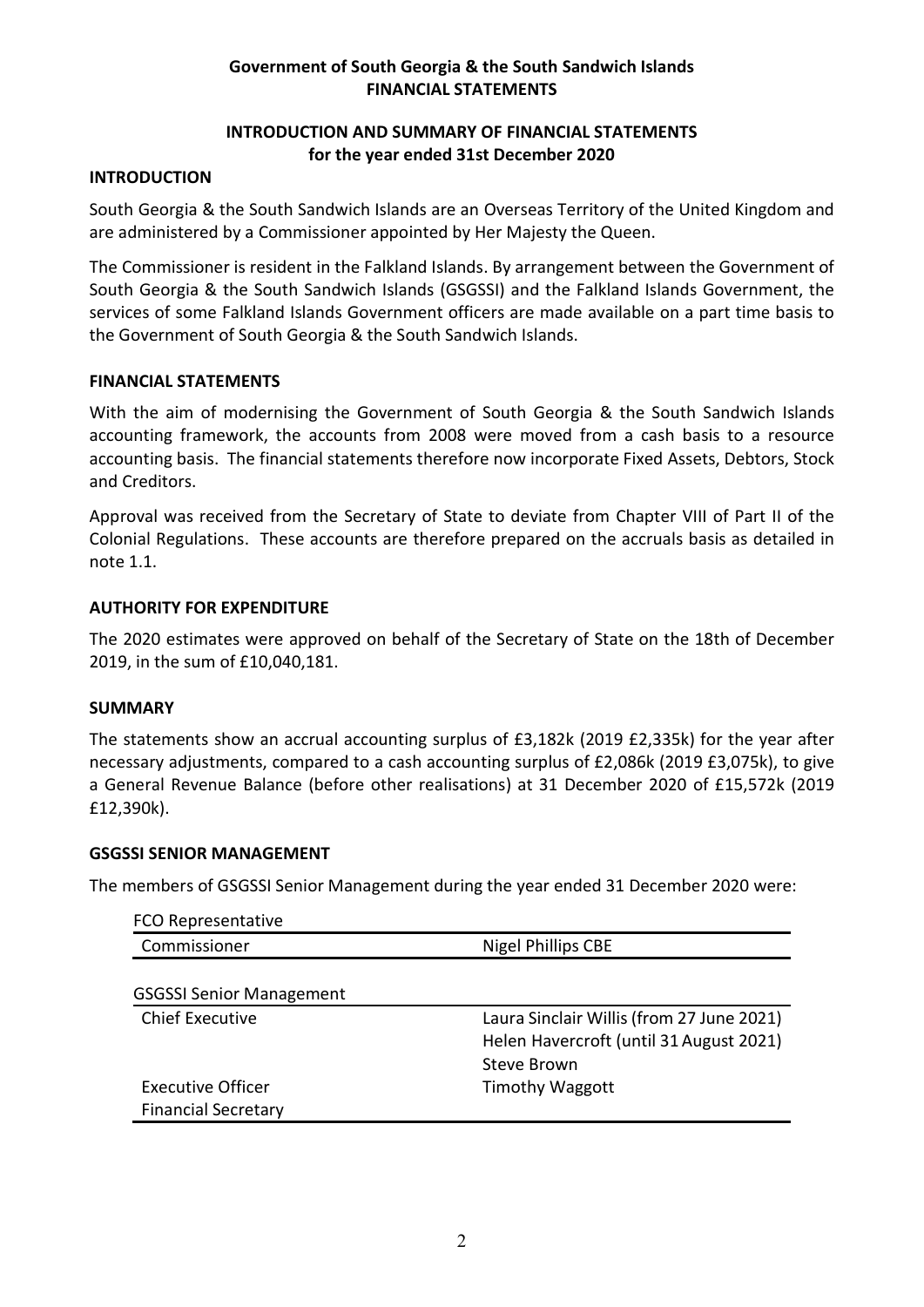**Government of South Georgia & the South Sandwich Islands**
**FINANCIAL STATEMENTS**

## INTRODUCTION AND SUMMARY OF FINANCIAL STATEMENTS for the year ended 31st December 2020

### INTRODUCTION

South Georgia & the South Sandwich Islands are an Overseas Territory of the United Kingdom and are administered by a Commissioner appointed by Her Majesty the Queen.

The Commissioner is resident in the Falkland Islands. By arrangement between the Government of South Georgia & the South Sandwich Islands (GSGSSI) and the Falkland Islands Government, the services of some Falkland Islands Government officers are made available on a part time basis to the Government of South Georgia & the South Sandwich Islands.

### FINANCIAL STATEMENTS

With the aim of modernising the Government of South Georgia & the South Sandwich Islands accounting framework, the accounts from 2008 were moved from a cash basis to a resource accounting basis. The financial statements therefore now incorporate Fixed Assets, Debtors, Stock and Creditors.

Approval was received from the Secretary of State to deviate from Chapter VIII of Part II of the Colonial Regulations. These accounts are therefore prepared on the accruals basis as detailed in note 1.1.

### AUTHORITY FOR EXPENDITURE

The 2020 estimates were approved on behalf of the Secretary of State on the 18th of December 2019, in the sum of £10,040,181.

### SUMMARY

The statements show an accrual accounting surplus of £3,182k (2019 £2,335k) for the year after necessary adjustments, compared to a cash accounting surplus of £2,086k (2019 £3,075k), to give a General Revenue Balance (before other realisations) at 31 December 2020 of £15,572k (2019 £12,390k).

### GSGSSI SENIOR MANAGEMENT

The members of GSGSSI Senior Management during the year ended 31 December 2020 were:

| FCO Representative | |
|---|---|
| Commissioner | Nigel Phillips CBE |
| | |
| **GSGSSI Senior Management** | |
| Chief Executive | Laura Sinclair Willis (from 27 June 2021) |
| | Helen Havercroft (until 31 August 2021) |
| | Steve Brown |
| Executive Officer | Timothy Waggott |
| Financial Secretary | |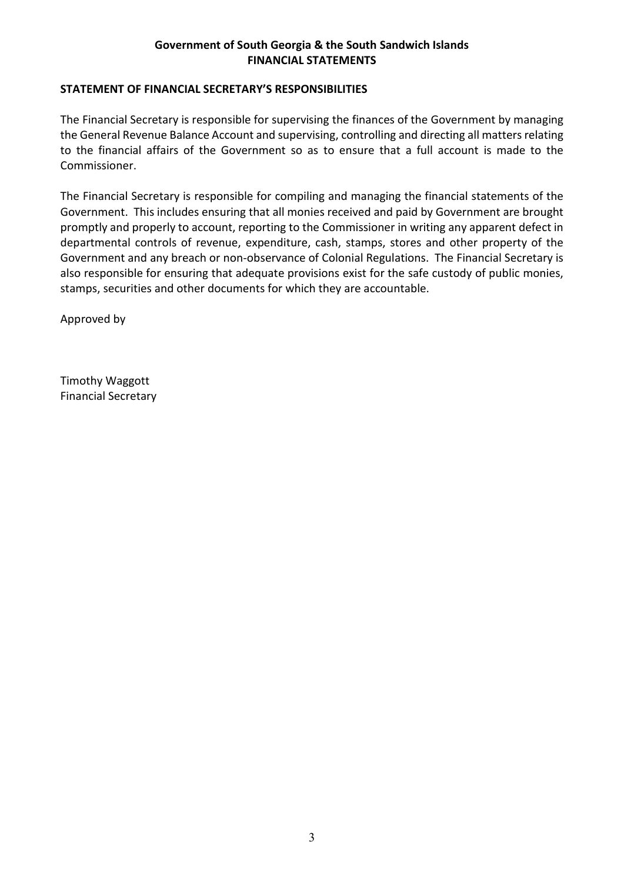## STATEMENT OF FINANCIAL SECRETARY'S RESPONSIBILITIES

The Financial Secretary is responsible for supervising the finances of the Government by managing the General Revenue Balance Account and supervising, controlling and directing all matters relating to the financial affairs of the Government so as to ensure that a full account is made to the Commissioner.

The Financial Secretary is responsible for compiling and managing the financial statements of the Government. This includes ensuring that all monies received and paid by Government are brought promptly and properly to account, reporting to the Commissioner in writing any apparent defect in departmental controls of revenue, expenditure, cash, stamps, stores and other property of the Government and any breach or non-observance of Colonial Regulations. The Financial Secretary is also responsible for ensuring that adequate provisions exist for the safe custody of public monies, stamps, securities and other documents for which they are accountable.

Approved by

Timothy Waggott
Financial Secretary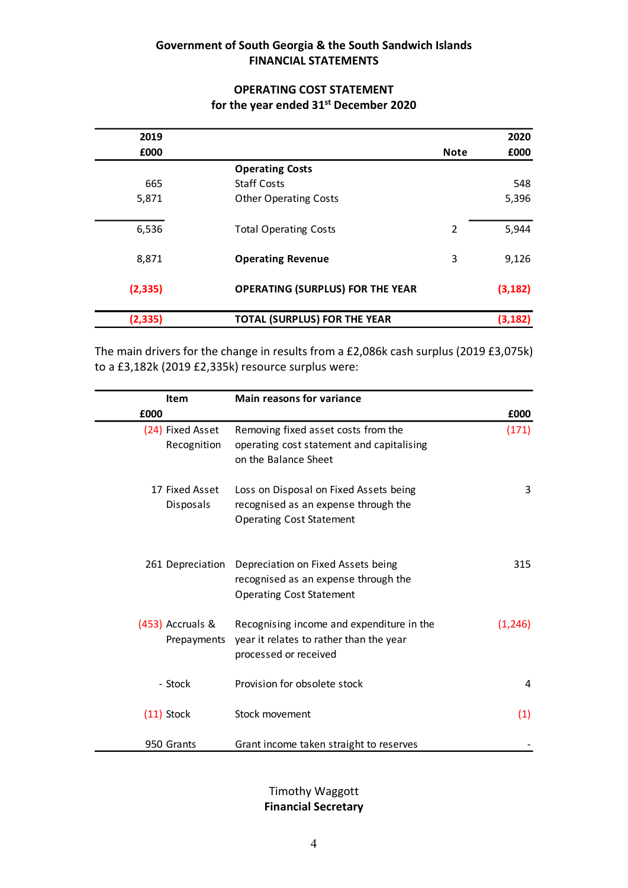## Government of South Georgia & the South Sandwich Islands
## FINANCIAL STATEMENTS

### OPERATING COST STATEMENT
### for the year ended 31st December 2020

| 2019 £000 | | Note | 2020 £000 |
|---|---|---|---|
| | **Operating Costs** | | |
| 665 | Staff Costs | | 548 |
| 5,871 | Other Operating Costs | | 5,396 |
| 6,536 | Total Operating Costs | 2 | 5,944 |
| 8,871 | **Operating Revenue** | 3 | 9,126 |
| **(2,335)** | **OPERATING (SURPLUS) FOR THE YEAR** | | **(3,182)** |
| **(2,335)** | **TOTAL (SURPLUS) FOR THE YEAR** | | **(3,182)** |

The main drivers for the change in results from a £2,086k cash surplus (2019 £3,075k) to a £3,182k (2019 £2,335k) resource surplus were:

| £000 | Item | Main reasons for variance | £000 |
|---|---|---|---|
| (24) | Fixed Asset Recognition | Removing fixed asset costs from the operating cost statement and capitalising on the Balance Sheet | (171) |
| 17 | Fixed Asset Disposals | Loss on Disposal on Fixed Assets being recognised as an expense through the Operating Cost Statement | 3 |
| 261 | Depreciation | Depreciation on Fixed Assets being recognised as an expense through the Operating Cost Statement | 315 |
| (453) | Accruals & Prepayments | Recognising income and expenditure in the year it relates to rather than the year processed or received | (1,246) |
| - | Stock | Provision for obsolete stock | 4 |
| (11) | Stock | Stock movement | (1) |
| 950 | Grants | Grant income taken straight to reserves | - |

Timothy Waggott
**Financial Secretary**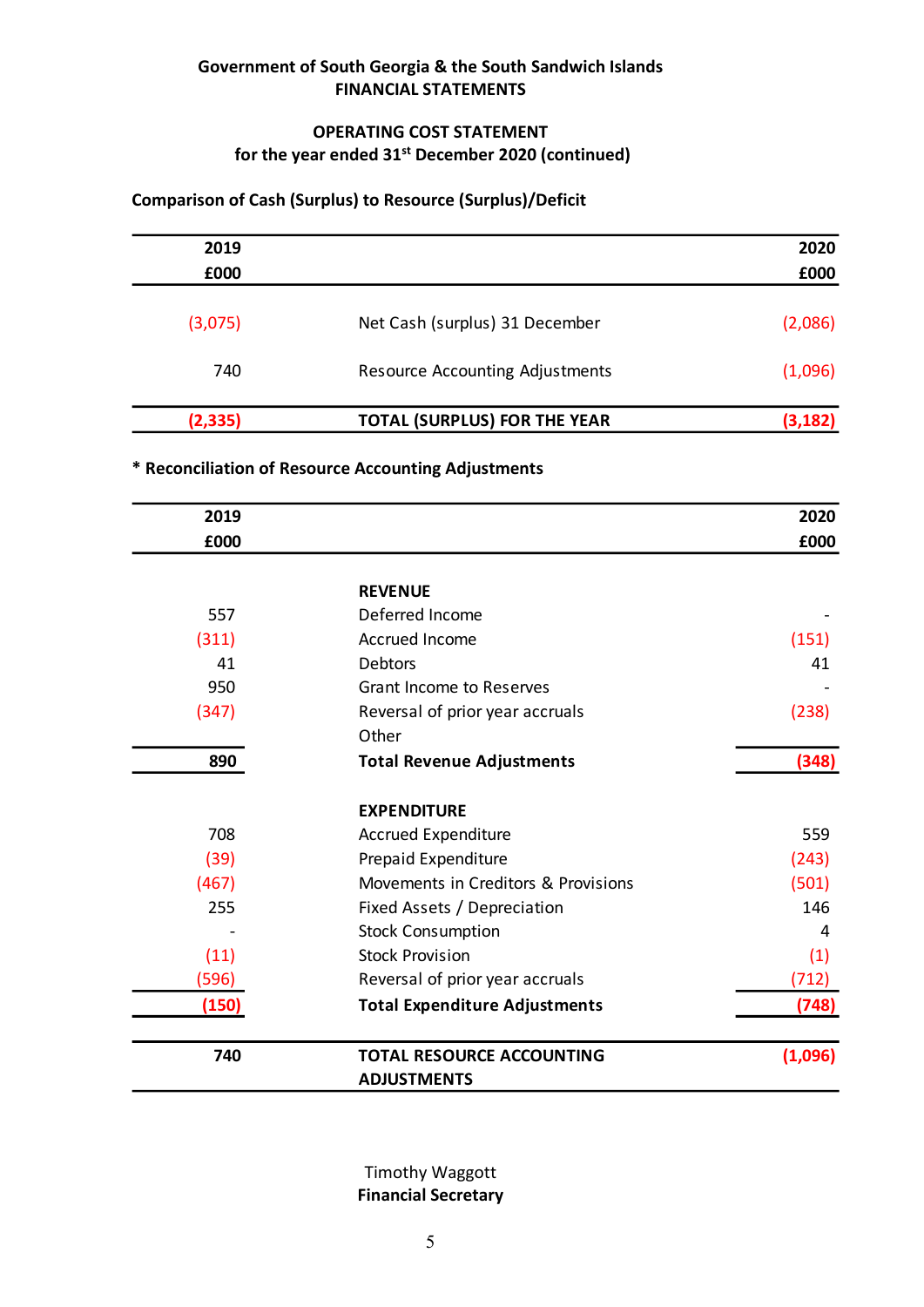**Government of South Georgia & the South Sandwich Islands**
**FINANCIAL STATEMENTS**

## OPERATING COST STATEMENT
**for the year ended 31st December 2020 (continued)**

### Comparison of Cash (Surplus) to Resource (Surplus)/Deficit

| 2019<br>£000 | | 2020<br>£000 |
|---|---|---|
| (3,075) | Net Cash (surplus) 31 December | (2,086) |
| 740 | Resource Accounting Adjustments | (1,096) |
| **(2,335)** | **TOTAL (SURPLUS) FOR THE YEAR** | **(3,182)** |

### * Reconciliation of Resource Accounting Adjustments

| 2019<br>£000 | | 2020<br>£000 |
|---|---|---|
| | **REVENUE** | |
| 557 | Deferred Income | - |
| (311) | Accrued Income | (151) |
| 41 | Debtors | 41 |
| 950 | Grant Income to Reserves | - |
| (347) | Reversal of prior year accruals | (238) |
| | Other | |
| **890** | **Total Revenue Adjustments** | **(348)** |
| | **EXPENDITURE** | |
| 708 | Accrued Expenditure | 559 |
| (39) | Prepaid Expenditure | (243) |
| (467) | Movements in Creditors & Provisions | (501) |
| 255 | Fixed Assets / Depreciation | 146 |
| - | Stock Consumption | 4 |
| (11) | Stock Provision | (1) |
| (596) | Reversal of prior year accruals | (712) |
| **(150)** | **Total Expenditure Adjustments** | **(748)** |
| **740** | **TOTAL RESOURCE ACCOUNTING ADJUSTMENTS** | **(1,096)** |

Timothy Waggott
**Financial Secretary**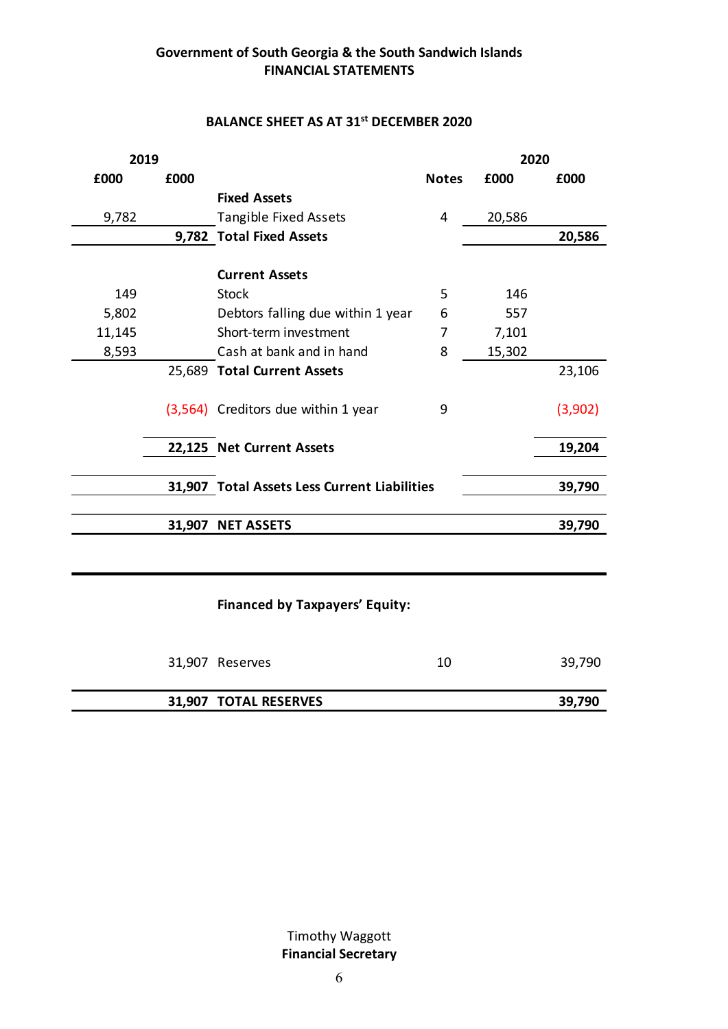**Government of South Georgia & the South Sandwich Islands**
**FINANCIAL STATEMENTS**

## BALANCE SHEET AS AT 31st DECEMBER 2020

| 2019 | | | | 2020 | |
|---|---|---|---|---|---|
| £000 | £000 | | Notes | £000 | £000 |
| | | **Fixed Assets** | | | |
| 9,782 | | Tangible Fixed Assets | 4 | 20,586 | |
| | **9,782** | **Total Fixed Assets** | | | **20,586** |
| | | **Current Assets** | | | |
| 149 | | Stock | 5 | 146 | |
| 5,802 | | Debtors falling due within 1 year | 6 | 557 | |
| 11,145 | | Short-term investment | 7 | 7,101 | |
| 8,593 | | Cash at bank and in hand | 8 | 15,302 | |
| | 25,689 | **Total Current Assets** | | | 23,106 |
| | (3,564) | Creditors due within 1 year | 9 | | (3,902) |
| | **22,125** | **Net Current Assets** | | | **19,204** |
| | **31,907** | **Total Assets Less Current Liabilities** | | | **39,790** |
| | **31,907** | **NET ASSETS** | | | **39,790** |

**Financed by Taxpayers' Equity:**

| 2019 £000 | | Notes | 2020 £000 |
|---|---|---|---|
| 31,907 | Reserves | 10 | 39,790 |
| **31,907** | **TOTAL RESERVES** | | **39,790** |

Timothy Waggott
**Financial Secretary**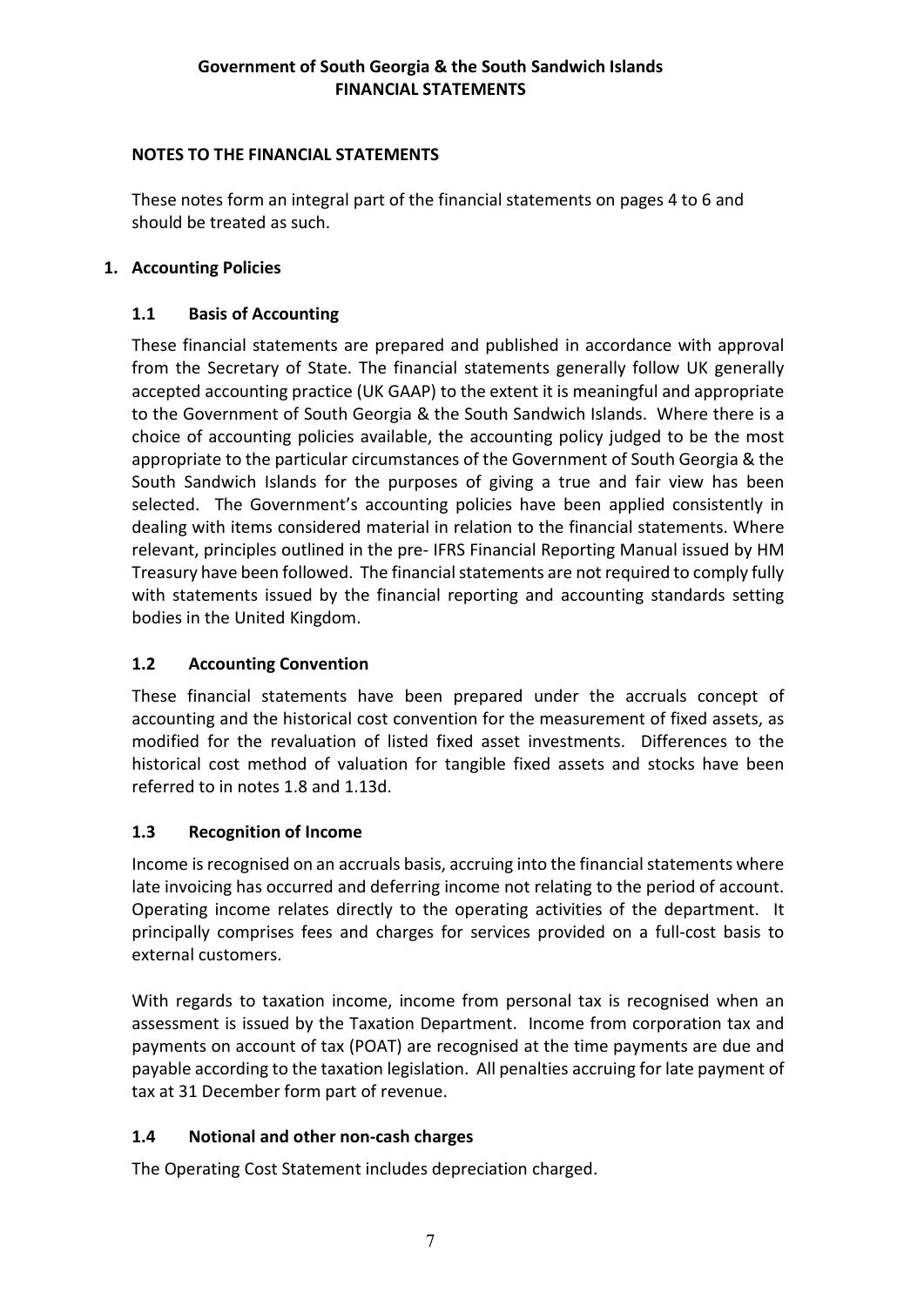## NOTES TO THE FINANCIAL STATEMENTS

These notes form an integral part of the financial statements on pages 4 to 6 and should be treated as such.

### 1. Accounting Policies

#### 1.1 Basis of Accounting

These financial statements are prepared and published in accordance with approval from the Secretary of State. The financial statements generally follow UK generally accepted accounting practice (UK GAAP) to the extent it is meaningful and appropriate to the Government of South Georgia & the South Sandwich Islands. Where there is a choice of accounting policies available, the accounting policy judged to be the most appropriate to the particular circumstances of the Government of South Georgia & the South Sandwich Islands for the purposes of giving a true and fair view has been selected. The Government's accounting policies have been applied consistently in dealing with items considered material in relation to the financial statements. Where relevant, principles outlined in the pre- IFRS Financial Reporting Manual issued by HM Treasury have been followed. The financial statements are not required to comply fully with statements issued by the financial reporting and accounting standards setting bodies in the United Kingdom.

#### 1.2 Accounting Convention

These financial statements have been prepared under the accruals concept of accounting and the historical cost convention for the measurement of fixed assets, as modified for the revaluation of listed fixed asset investments. Differences to the historical cost method of valuation for tangible fixed assets and stocks have been referred to in notes 1.8 and 1.13d.

#### 1.3 Recognition of Income

Income is recognised on an accruals basis, accruing into the financial statements where late invoicing has occurred and deferring income not relating to the period of account. Operating income relates directly to the operating activities of the department. It principally comprises fees and charges for services provided on a full-cost basis to external customers.

With regards to taxation income, income from personal tax is recognised when an assessment is issued by the Taxation Department. Income from corporation tax and payments on account of tax (POAT) are recognised at the time payments are due and payable according to the taxation legislation. All penalties accruing for late payment of tax at 31 December form part of revenue.

#### 1.4 Notional and other non-cash charges

The Operating Cost Statement includes depreciation charged.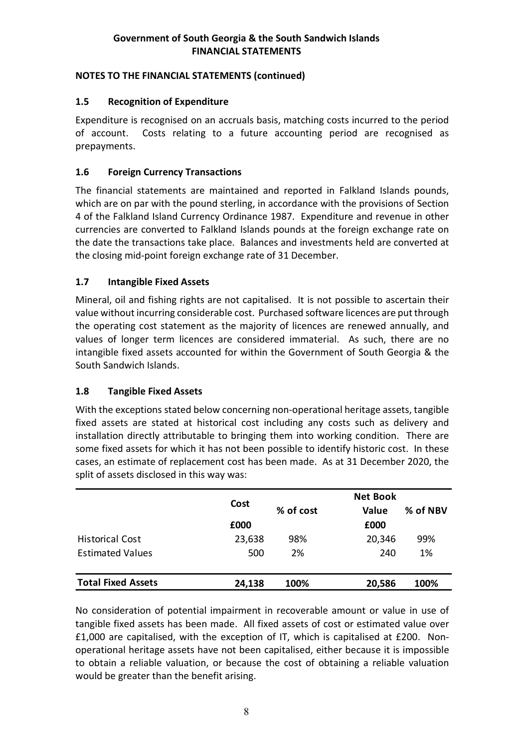## NOTES TO THE FINANCIAL STATEMENTS (continued)

### 1.5 Recognition of Expenditure

Expenditure is recognised on an accruals basis, matching costs incurred to the period of account. Costs relating to a future accounting period are recognised as prepayments.

### 1.6 Foreign Currency Transactions

The financial statements are maintained and reported in Falkland Islands pounds, which are on par with the pound sterling, in accordance with the provisions of Section 4 of the Falkland Island Currency Ordinance 1987. Expenditure and revenue in other currencies are converted to Falkland Islands pounds at the foreign exchange rate on the date the transactions take place. Balances and investments held are converted at the closing mid-point foreign exchange rate of 31 December.

### 1.7 Intangible Fixed Assets

Mineral, oil and fishing rights are not capitalised. It is not possible to ascertain their value without incurring considerable cost. Purchased software licences are put through the operating cost statement as the majority of licences are renewed annually, and values of longer term licences are considered immaterial. As such, there are no intangible fixed assets accounted for within the Government of South Georgia & the South Sandwich Islands.

### 1.8 Tangible Fixed Assets

With the exceptions stated below concerning non-operational heritage assets, tangible fixed assets are stated at historical cost including any costs such as delivery and installation directly attributable to bringing them into working condition. There are some fixed assets for which it has not been possible to identify historic cost. In these cases, an estimate of replacement cost has been made. As at 31 December 2020, the split of assets disclosed in this way was:

| | Cost | % of cost | Net Book Value | % of NBV |
|---|---|---|---|---|
| | £000 | | £000 | |
| Historical Cost | 23,638 | 98% | 20,346 | 99% |
| Estimated Values | 500 | 2% | 240 | 1% |
| **Total Fixed Assets** | **24,138** | **100%** | **20,586** | **100%** |

No consideration of potential impairment in recoverable amount or value in use of tangible fixed assets has been made. All fixed assets of cost or estimated value over £1,000 are capitalised, with the exception of IT, which is capitalised at £200. Non-operational heritage assets have not been capitalised, either because it is impossible to obtain a reliable valuation, or because the cost of obtaining a reliable valuation would be greater than the benefit arising.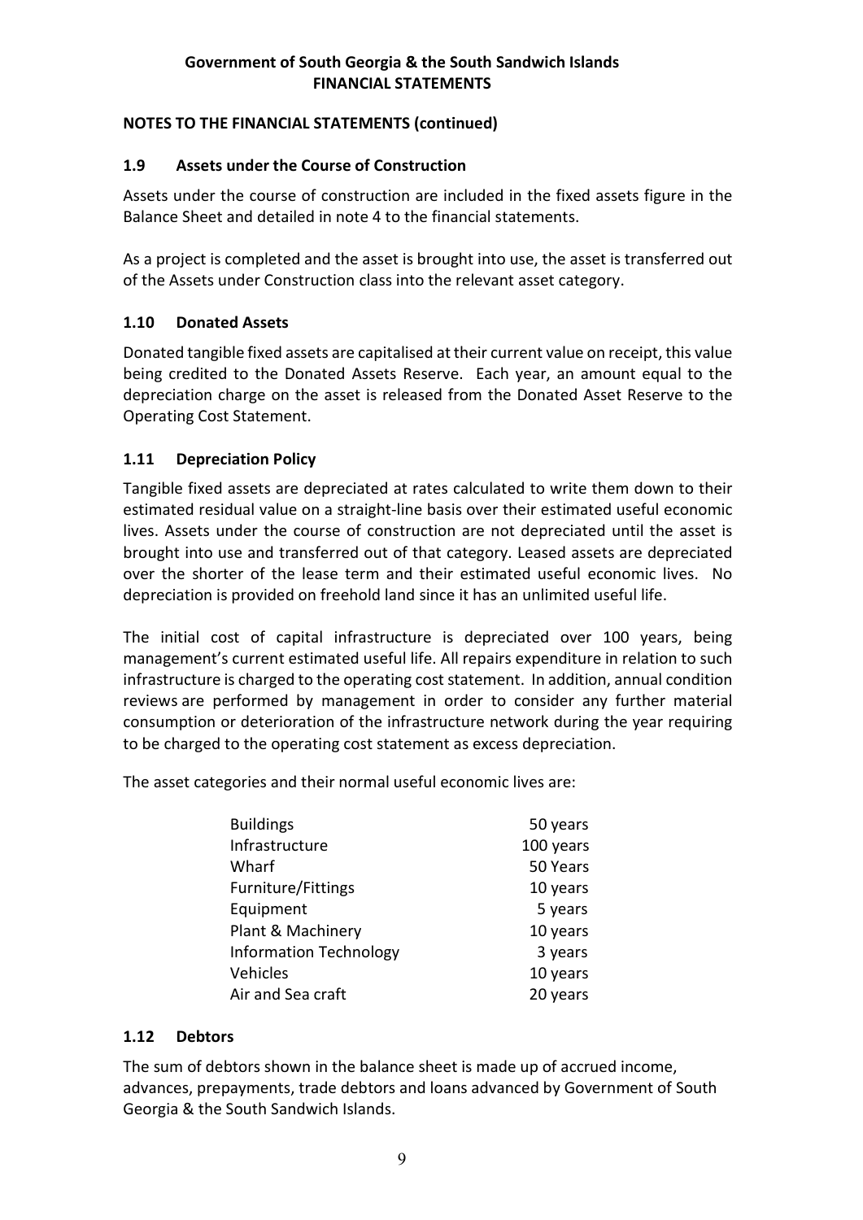## NOTES TO THE FINANCIAL STATEMENTS (continued)

### 1.9 Assets under the Course of Construction

Assets under the course of construction are included in the fixed assets figure in the Balance Sheet and detailed in note 4 to the financial statements.

As a project is completed and the asset is brought into use, the asset is transferred out of the Assets under Construction class into the relevant asset category.

### 1.10 Donated Assets

Donated tangible fixed assets are capitalised at their current value on receipt, this value being credited to the Donated Assets Reserve. Each year, an amount equal to the depreciation charge on the asset is released from the Donated Asset Reserve to the Operating Cost Statement.

### 1.11 Depreciation Policy

Tangible fixed assets are depreciated at rates calculated to write them down to their estimated residual value on a straight-line basis over their estimated useful economic lives. Assets under the course of construction are not depreciated until the asset is brought into use and transferred out of that category. Leased assets are depreciated over the shorter of the lease term and their estimated useful economic lives. No depreciation is provided on freehold land since it has an unlimited useful life.

The initial cost of capital infrastructure is depreciated over 100 years, being management's current estimated useful life. All repairs expenditure in relation to such infrastructure is charged to the operating cost statement. In addition, annual condition reviews are performed by management in order to consider any further material consumption or deterioration of the infrastructure network during the year requiring to be charged to the operating cost statement as excess depreciation.

The asset categories and their normal useful economic lives are:

| | |
|---|---|
| Buildings | 50 years |
| Infrastructure | 100 years |
| Wharf | 50 Years |
| Furniture/Fittings | 10 years |
| Equipment | 5 years |
| Plant & Machinery | 10 years |
| Information Technology | 3 years |
| Vehicles | 10 years |
| Air and Sea craft | 20 years |

### 1.12 Debtors

The sum of debtors shown in the balance sheet is made up of accrued income, advances, prepayments, trade debtors and loans advanced by Government of South Georgia & the South Sandwich Islands.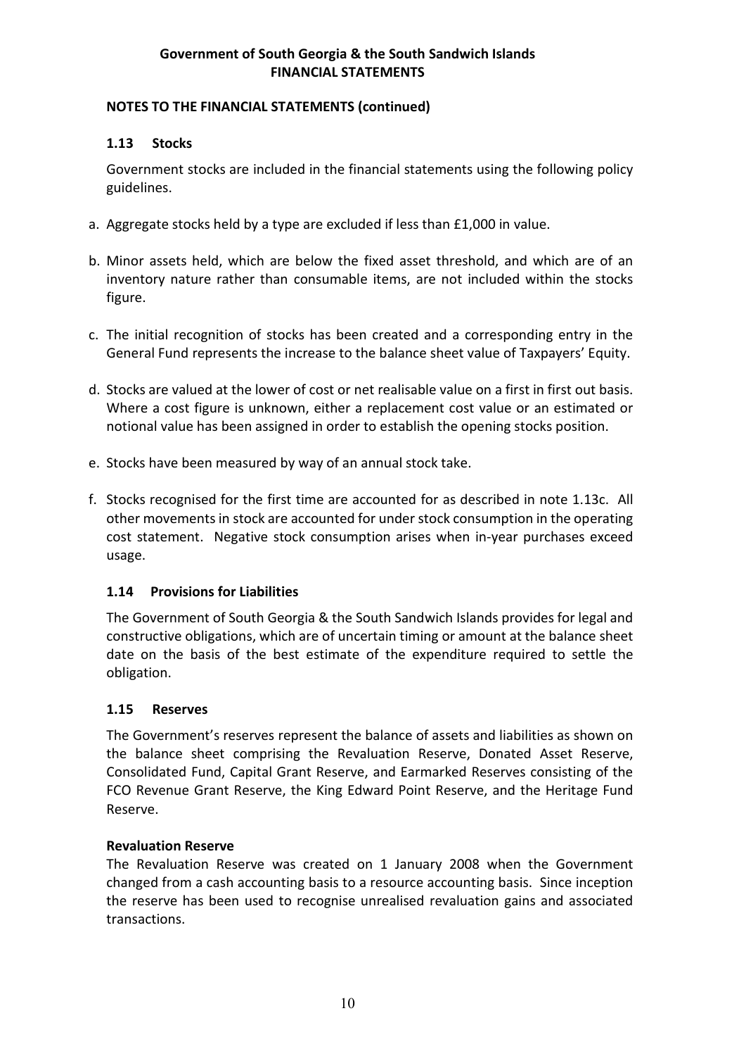**NOTES TO THE FINANCIAL STATEMENTS (continued)**

### 1.13 Stocks

Government stocks are included in the financial statements using the following policy guidelines.

a. Aggregate stocks held by a type are excluded if less than £1,000 in value.

b. Minor assets held, which are below the fixed asset threshold, and which are of an inventory nature rather than consumable items, are not included within the stocks figure.

c. The initial recognition of stocks has been created and a corresponding entry in the General Fund represents the increase to the balance sheet value of Taxpayers' Equity.

d. Stocks are valued at the lower of cost or net realisable value on a first in first out basis. Where a cost figure is unknown, either a replacement cost value or an estimated or notional value has been assigned in order to establish the opening stocks position.

e. Stocks have been measured by way of an annual stock take.

f. Stocks recognised for the first time are accounted for as described in note 1.13c. All other movements in stock are accounted for under stock consumption in the operating cost statement. Negative stock consumption arises when in-year purchases exceed usage.

### 1.14 Provisions for Liabilities

The Government of South Georgia & the South Sandwich Islands provides for legal and constructive obligations, which are of uncertain timing or amount at the balance sheet date on the basis of the best estimate of the expenditure required to settle the obligation.

### 1.15 Reserves

The Government's reserves represent the balance of assets and liabilities as shown on the balance sheet comprising the Revaluation Reserve, Donated Asset Reserve, Consolidated Fund, Capital Grant Reserve, and Earmarked Reserves consisting of the FCO Revenue Grant Reserve, the King Edward Point Reserve, and the Heritage Fund Reserve.

**Revaluation Reserve**

The Revaluation Reserve was created on 1 January 2008 when the Government changed from a cash accounting basis to a resource accounting basis. Since inception the reserve has been used to recognise unrealised revaluation gains and associated transactions.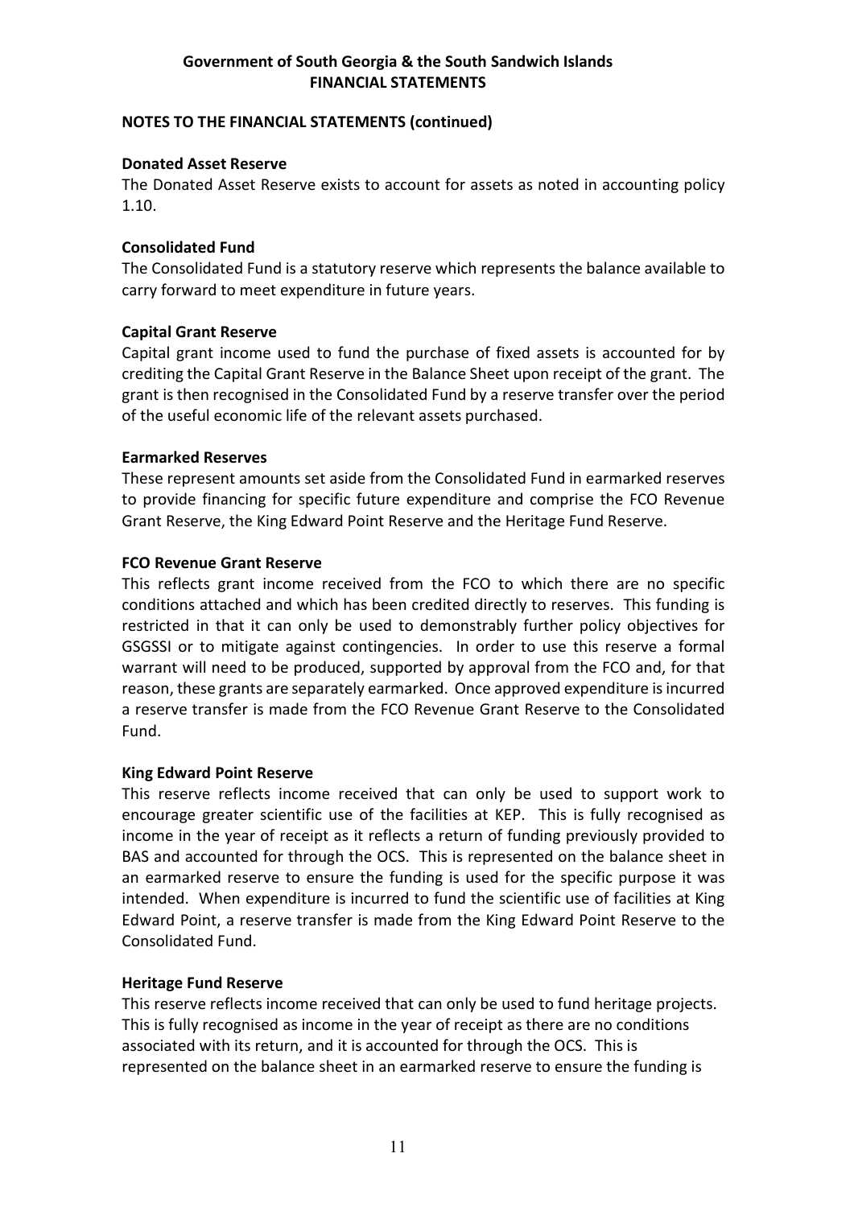**NOTES TO THE FINANCIAL STATEMENTS (continued)**

**Donated Asset Reserve**

The Donated Asset Reserve exists to account for assets as noted in accounting policy 1.10.

**Consolidated Fund**

The Consolidated Fund is a statutory reserve which represents the balance available to carry forward to meet expenditure in future years.

**Capital Grant Reserve**

Capital grant income used to fund the purchase of fixed assets is accounted for by crediting the Capital Grant Reserve in the Balance Sheet upon receipt of the grant. The grant is then recognised in the Consolidated Fund by a reserve transfer over the period of the useful economic life of the relevant assets purchased.

**Earmarked Reserves**

These represent amounts set aside from the Consolidated Fund in earmarked reserves to provide financing for specific future expenditure and comprise the FCO Revenue Grant Reserve, the King Edward Point Reserve and the Heritage Fund Reserve.

**FCO Revenue Grant Reserve**

This reflects grant income received from the FCO to which there are no specific conditions attached and which has been credited directly to reserves. This funding is restricted in that it can only be used to demonstrably further policy objectives for GSGSSI or to mitigate against contingencies. In order to use this reserve a formal warrant will need to be produced, supported by approval from the FCO and, for that reason, these grants are separately earmarked. Once approved expenditure is incurred a reserve transfer is made from the FCO Revenue Grant Reserve to the Consolidated Fund.

**King Edward Point Reserve**

This reserve reflects income received that can only be used to support work to encourage greater scientific use of the facilities at KEP. This is fully recognised as income in the year of receipt as it reflects a return of funding previously provided to BAS and accounted for through the OCS. This is represented on the balance sheet in an earmarked reserve to ensure the funding is used for the specific purpose it was intended. When expenditure is incurred to fund the scientific use of facilities at King Edward Point, a reserve transfer is made from the King Edward Point Reserve to the Consolidated Fund.

**Heritage Fund Reserve**

This reserve reflects income received that can only be used to fund heritage projects. This is fully recognised as income in the year of receipt as there are no conditions associated with its return, and it is accounted for through the OCS. This is represented on the balance sheet in an earmarked reserve to ensure the funding is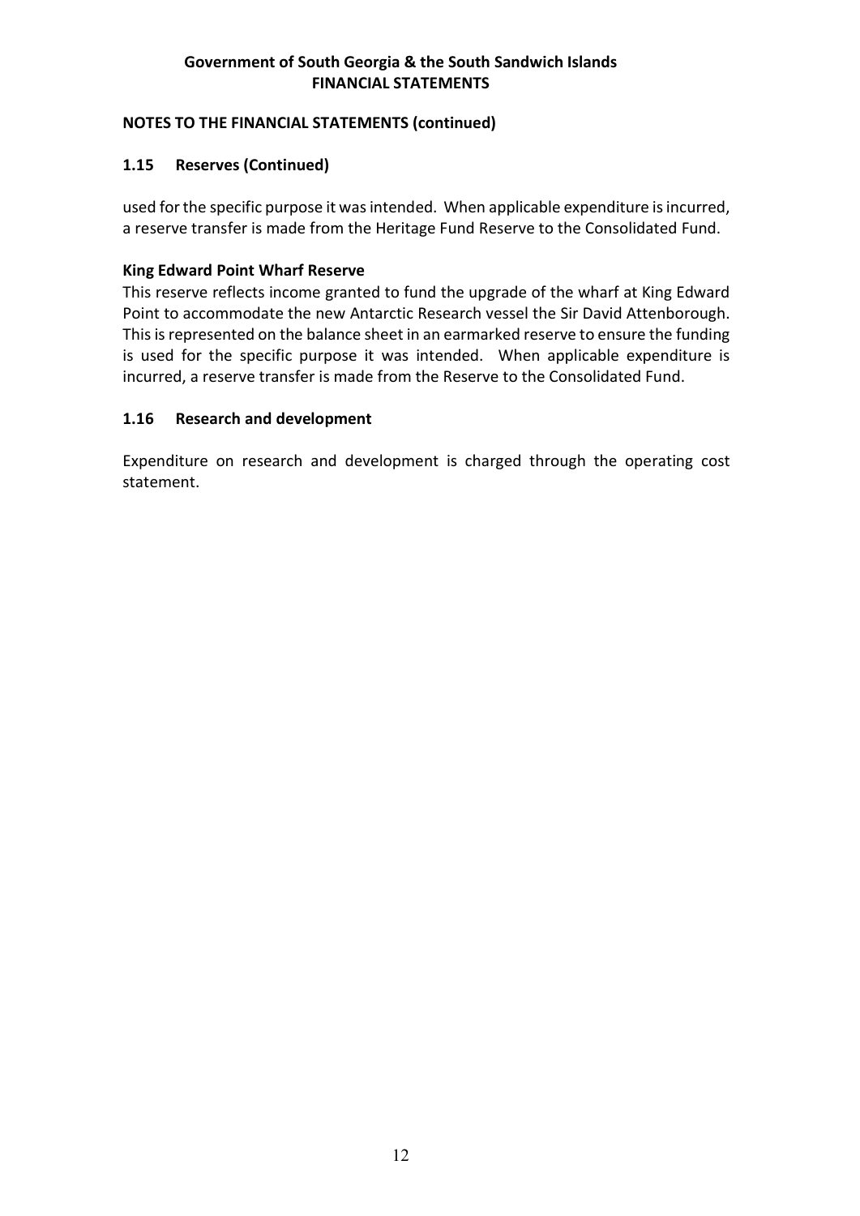## NOTES TO THE FINANCIAL STATEMENTS (continued)

### 1.15 Reserves (Continued)

used for the specific purpose it was intended. When applicable expenditure is incurred, a reserve transfer is made from the Heritage Fund Reserve to the Consolidated Fund.

**King Edward Point Wharf Reserve**

This reserve reflects income granted to fund the upgrade of the wharf at King Edward Point to accommodate the new Antarctic Research vessel the Sir David Attenborough. This is represented on the balance sheet in an earmarked reserve to ensure the funding is used for the specific purpose it was intended. When applicable expenditure is incurred, a reserve transfer is made from the Reserve to the Consolidated Fund.

### 1.16 Research and development

Expenditure on research and development is charged through the operating cost statement.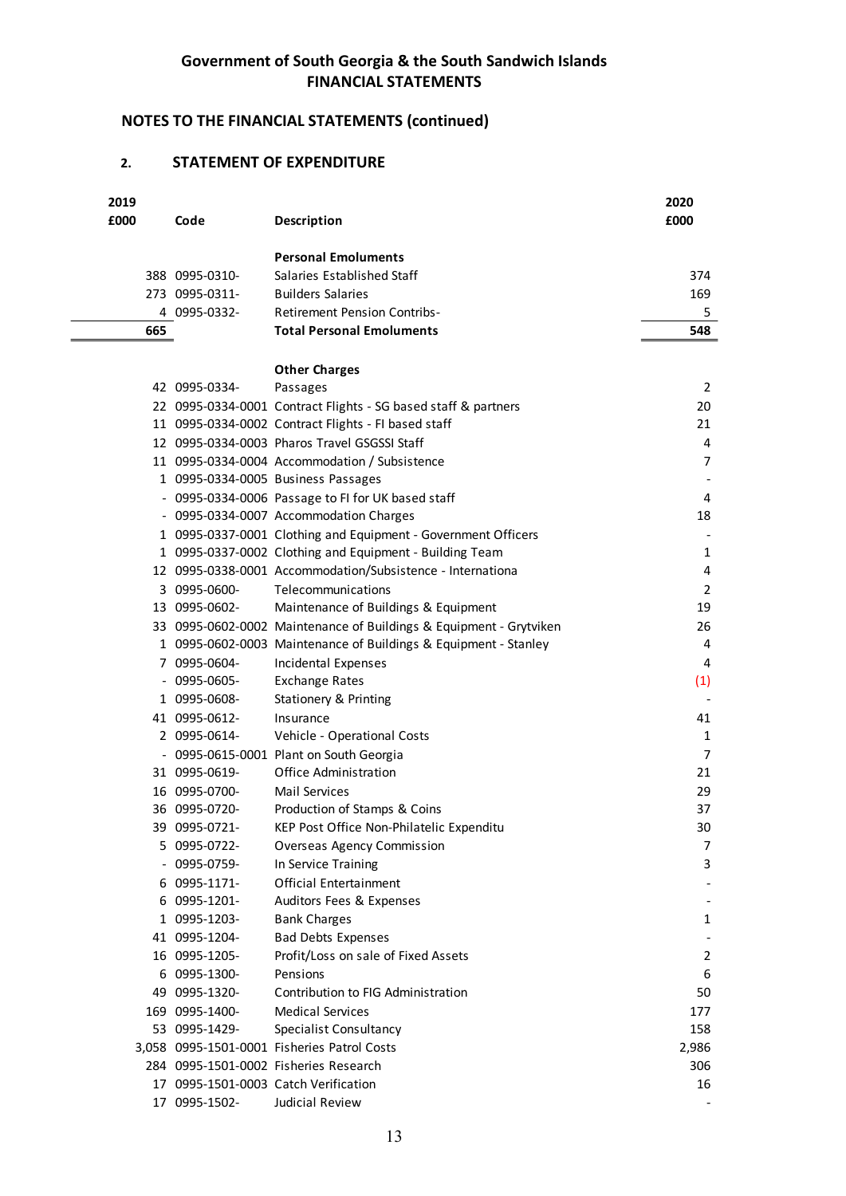## Government of South Georgia & the South Sandwich Islands
## FINANCIAL STATEMENTS

### NOTES TO THE FINANCIAL STATEMENTS (continued)

### 2. STATEMENT OF EXPENDITURE

| 2019 £000 | Code | Description | 2020 £000 |
|---|---|---|---|
| | | **Personal Emoluments** | |
| 388 | 0995-0310- | Salaries Established Staff | 374 |
| 273 | 0995-0311- | Builders Salaries | 169 |
| 4 | 0995-0332- | Retirement Pension Contribs- | 5 |
| **665** | | **Total Personal Emoluments** | **548** |
| | | **Other Charges** | |
| 42 | 0995-0334- | Passages | 2 |
| 22 | 0995-0334-0001 | Contract Flights - SG based staff & partners | 20 |
| 11 | 0995-0334-0002 | Contract Flights - FI based staff | 21 |
| 12 | 0995-0334-0003 | Pharos Travel GSGSSI Staff | 4 |
| 11 | 0995-0334-0004 | Accommodation / Subsistence | 7 |
| 1 | 0995-0334-0005 | Business Passages | - |
| - | 0995-0334-0006 | Passage to FI for UK based staff | 4 |
| - | 0995-0334-0007 | Accommodation Charges | 18 |
| 1 | 0995-0337-0001 | Clothing and Equipment - Government Officers | - |
| 1 | 0995-0337-0002 | Clothing and Equipment - Building Team | 1 |
| 12 | 0995-0338-0001 | Accommodation/Subsistence - Internationa | 4 |
| 3 | 0995-0600- | Telecommunications | 2 |
| 13 | 0995-0602- | Maintenance of Buildings & Equipment | 19 |
| 33 | 0995-0602-0002 | Maintenance of Buildings & Equipment - Grytviken | 26 |
| 1 | 0995-0602-0003 | Maintenance of Buildings & Equipment - Stanley | 4 |
| 7 | 0995-0604- | Incidental Expenses | 4 |
| - | 0995-0605- | Exchange Rates | (1) |
| 1 | 0995-0608- | Stationery & Printing | - |
| 41 | 0995-0612- | Insurance | 41 |
| 2 | 0995-0614- | Vehicle - Operational Costs | 1 |
| - | 0995-0615-0001 | Plant on South Georgia | 7 |
| 31 | 0995-0619- | Office Administration | 21 |
| 16 | 0995-0700- | Mail Services | 29 |
| 36 | 0995-0720- | Production of Stamps & Coins | 37 |
| 39 | 0995-0721- | KEP Post Office Non-Philatelic Expenditu | 30 |
| 5 | 0995-0722- | Overseas Agency Commission | 7 |
| - | 0995-0759- | In Service Training | 3 |
| 6 | 0995-1171- | Official Entertainment | - |
| 6 | 0995-1201- | Auditors Fees & Expenses | - |
| 1 | 0995-1203- | Bank Charges | 1 |
| 41 | 0995-1204- | Bad Debts Expenses | - |
| 16 | 0995-1205- | Profit/Loss on sale of Fixed Assets | 2 |
| 6 | 0995-1300- | Pensions | 6 |
| 49 | 0995-1320- | Contribution to FIG Administration | 50 |
| 169 | 0995-1400- | Medical Services | 177 |
| 53 | 0995-1429- | Specialist Consultancy | 158 |
| 3,058 | 0995-1501-0001 | Fisheries Patrol Costs | 2,986 |
| 284 | 0995-1501-0002 | Fisheries Research | 306 |
| 17 | 0995-1501-0003 | Catch Verification | 16 |
| 17 | 0995-1502- | Judicial Review | - |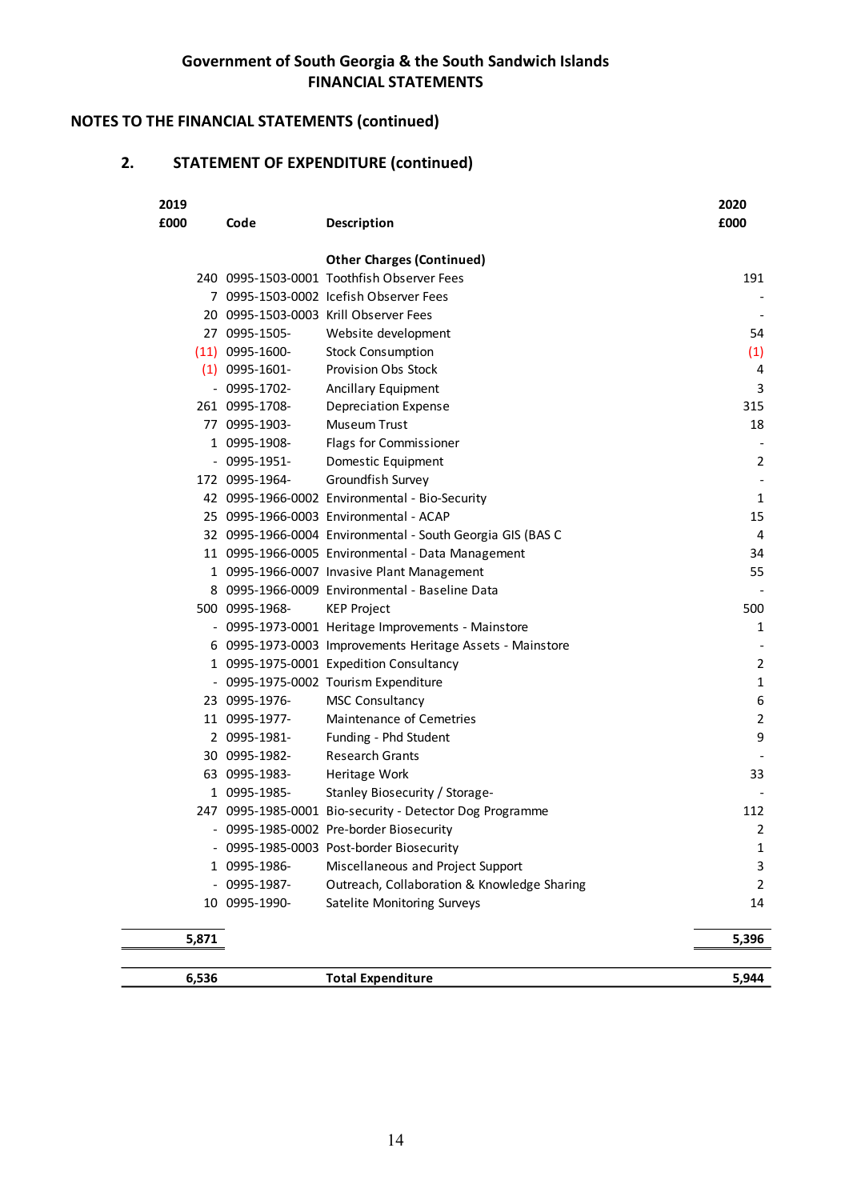**Government of South Georgia & the South Sandwich Islands**
**FINANCIAL STATEMENTS**

## NOTES TO THE FINANCIAL STATEMENTS (continued)

### 2. STATEMENT OF EXPENDITURE (continued)

| 2019 £000 | Code | Description | 2020 £000 |
|---|---|---|---|
| | | **Other Charges (Continued)** | |
| 240 | 0995-1503-0001 | Toothfish Observer Fees | 191 |
| 7 | 0995-1503-0002 | Icefish Observer Fees | - |
| 20 | 0995-1503-0003 | Krill Observer Fees | - |
| 27 | 0995-1505- | Website development | 54 |
| (11) | 0995-1600- | Stock Consumption | (1) |
| (1) | 0995-1601- | Provision Obs Stock | 4 |
| - | 0995-1702- | Ancillary Equipment | 3 |
| 261 | 0995-1708- | Depreciation Expense | 315 |
| 77 | 0995-1903- | Museum Trust | 18 |
| 1 | 0995-1908- | Flags for Commissioner | - |
| - | 0995-1951- | Domestic Equipment | 2 |
| 172 | 0995-1964- | Groundfish Survey | - |
| 42 | 0995-1966-0002 | Environmental - Bio-Security | 1 |
| 25 | 0995-1966-0003 | Environmental - ACAP | 15 |
| 32 | 0995-1966-0004 | Environmental - South Georgia GIS (BAS C | 4 |
| 11 | 0995-1966-0005 | Environmental - Data Management | 34 |
| 1 | 0995-1966-0007 | Invasive Plant Management | 55 |
| 8 | 0995-1966-0009 | Environmental - Baseline Data | - |
| 500 | 0995-1968- | KEP Project | 500 |
| - | 0995-1973-0001 | Heritage Improvements - Mainstore | 1 |
| 6 | 0995-1973-0003 | Improvements Heritage Assets - Mainstore | - |
| 1 | 0995-1975-0001 | Expedition Consultancy | 2 |
| - | 0995-1975-0002 | Tourism Expenditure | 1 |
| 23 | 0995-1976- | MSC Consultancy | 6 |
| 11 | 0995-1977- | Maintenance of Cemetries | 2 |
| 2 | 0995-1981- | Funding - Phd Student | 9 |
| 30 | 0995-1982- | Research Grants | - |
| 63 | 0995-1983- | Heritage Work | 33 |
| 1 | 0995-1985- | Stanley Biosecurity / Storage- | - |
| 247 | 0995-1985-0001 | Bio-security - Detector Dog Programme | 112 |
| - | 0995-1985-0002 | Pre-border Biosecurity | 2 |
| - | 0995-1985-0003 | Post-border Biosecurity | 1 |
| 1 | 0995-1986- | Miscellaneous and Project Support | 3 |
| - | 0995-1987- | Outreach, Collaboration & Knowledge Sharing | 2 |
| 10 | 0995-1990- | Satelite Monitoring Surveys | 14 |
| **5,871** | | | **5,396** |
| **6,536** | | **Total Expenditure** | **5,944** |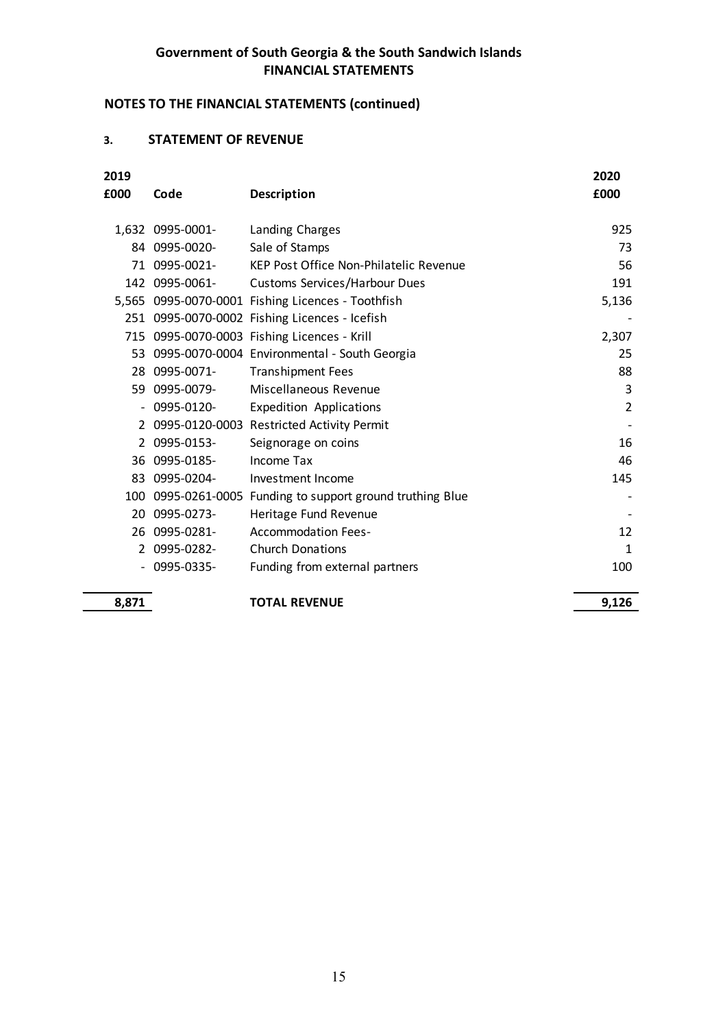**Government of South Georgia & the South Sandwich Islands**
**FINANCIAL STATEMENTS**

## NOTES TO THE FINANCIAL STATEMENTS (continued)

### 3. STATEMENT OF REVENUE

| 2019 £000 | Code | Description | 2020 £000 |
|---|---|---|---|
| 1,632 | 0995-0001- | Landing Charges | 925 |
| 84 | 0995-0020- | Sale of Stamps | 73 |
| 71 | 0995-0021- | KEP Post Office Non-Philatelic Revenue | 56 |
| 142 | 0995-0061- | Customs Services/Harbour Dues | 191 |
| 5,565 | 0995-0070-0001 | Fishing Licences - Toothfish | 5,136 |
| 251 | 0995-0070-0002 | Fishing Licences - Icefish | - |
| 715 | 0995-0070-0003 | Fishing Licences - Krill | 2,307 |
| 53 | 0995-0070-0004 | Environmental - South Georgia | 25 |
| 28 | 0995-0071- | Transhipment Fees | 88 |
| 59 | 0995-0079- | Miscellaneous Revenue | 3 |
| - | 0995-0120- | Expedition Applications | 2 |
| 2 | 0995-0120-0003 | Restricted Activity Permit | - |
| 2 | 0995-0153- | Seignorage on coins | 16 |
| 36 | 0995-0185- | Income Tax | 46 |
| 83 | 0995-0204- | Investment Income | 145 |
| 100 | 0995-0261-0005 | Funding to support ground truthing Blue | - |
| 20 | 0995-0273- | Heritage Fund Revenue | - |
| 26 | 0995-0281- | Accommodation Fees- | 12 |
| 2 | 0995-0282- | Church Donations | 1 |
| - | 0995-0335- | Funding from external partners | 100 |
| **8,871** | | **TOTAL REVENUE** | **9,126** |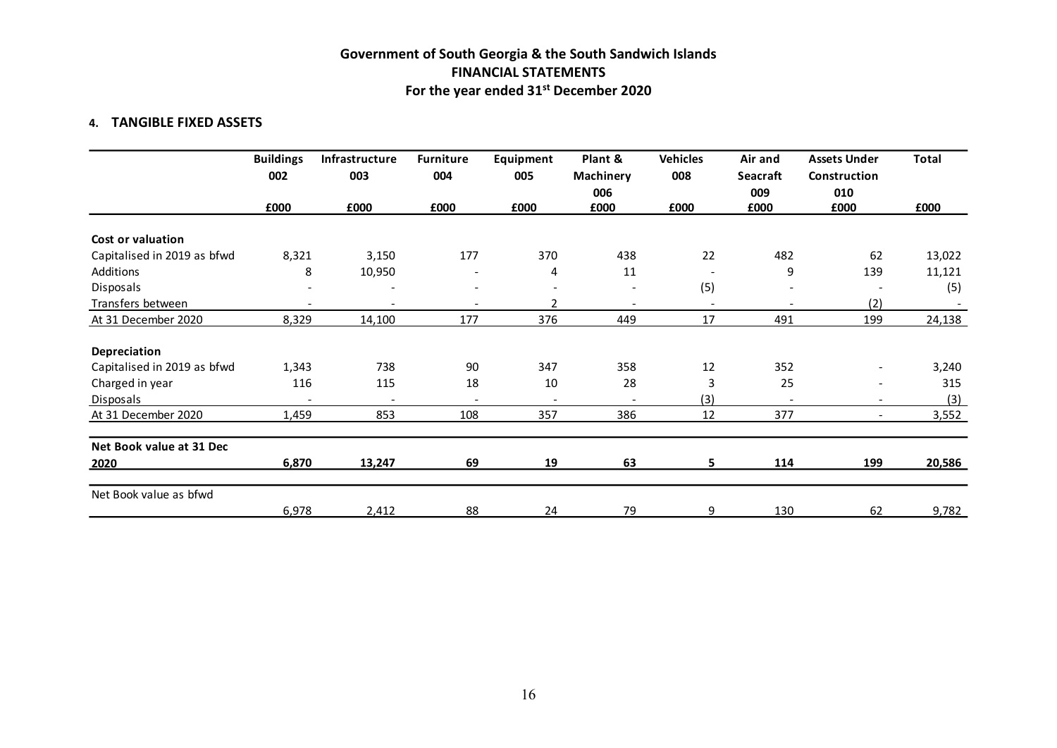# Government of South Georgia & the South Sandwich Islands
## FINANCIAL STATEMENTS
### For the year ended 31st December 2020

### 4. TANGIBLE FIXED ASSETS

| | Buildings 002 | Infrastructure 003 | Furniture 004 | Equipment 005 | Plant & Machinery 006 | Vehicles 008 | Air and Seacraft 009 | Assets Under Construction 010 | Total |
|---|---|---|---|---|---|---|---|---|---|
| | £000 | £000 | £000 | £000 | £000 | £000 | £000 | £000 | £000 |
| **Cost or valuation** | | | | | | | | | |
| Capitalised in 2019 as bfwd | 8,321 | 3,150 | 177 | 370 | 438 | 22 | 482 | 62 | 13,022 |
| Additions | 8 | 10,950 | - | 4 | 11 | - | 9 | 139 | 11,121 |
| Disposals | - | - | - | - | - | (5) | - | - | (5) |
| Transfers between | - | - | - | 2 | - | - | - | (2) | - |
| At 31 December 2020 | 8,329 | 14,100 | 177 | 376 | 449 | 17 | 491 | 199 | 24,138 |
| **Depreciation** | | | | | | | | | |
| Capitalised in 2019 as bfwd | 1,343 | 738 | 90 | 347 | 358 | 12 | 352 | - | 3,240 |
| Charged in year | 116 | 115 | 18 | 10 | 28 | 3 | 25 | - | 315 |
| Disposals | - | - | - | - | - | (3) | - | - | (3) |
| At 31 December 2020 | 1,459 | 853 | 108 | 357 | 386 | 12 | 377 | - | 3,552 |
| **Net Book value at 31 Dec 2020** | **6,870** | **13,247** | **69** | **19** | **63** | **5** | **114** | **199** | **20,586** |
| Net Book value as bfwd | 6,978 | 2,412 | 88 | 24 | 79 | 9 | 130 | 62 | 9,782 |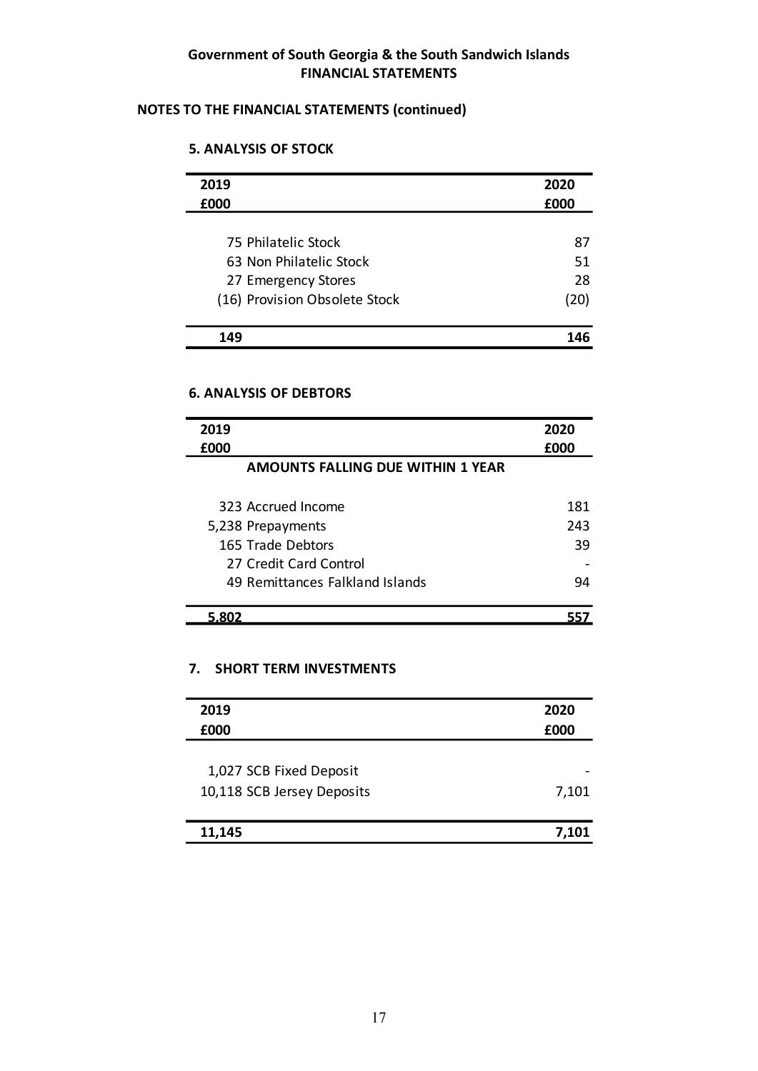## Government of South Georgia & the South Sandwich Islands
## FINANCIAL STATEMENTS

### NOTES TO THE FINANCIAL STATEMENTS (continued)

#### 5. ANALYSIS OF STOCK

| 2019 £000 | | 2020 £000 |
|---|---|---|
| 75 | Philatelic Stock | 87 |
| 63 | Non Philatelic Stock | 51 |
| 27 | Emergency Stores | 28 |
| (16) | Provision Obsolete Stock | (20) |
| **149** | | **146** |

#### 6. ANALYSIS OF DEBTORS

| 2019 £000 | | 2020 £000 |
|---|---|---|
| | **AMOUNTS FALLING DUE WITHIN 1 YEAR** | |
| 323 | Accrued Income | 181 |
| 5,238 | Prepayments | 243 |
| 165 | Trade Debtors | 39 |
| 27 | Credit Card Control | - |
| 49 | Remittances Falkland Islands | 94 |
| **5,802** | | **557** |

#### 7. SHORT TERM INVESTMENTS

| 2019 £000 | | 2020 £000 |
|---|---|---|
| 1,027 | SCB Fixed Deposit | - |
| 10,118 | SCB Jersey Deposits | 7,101 |
| **11,145** | | **7,101** |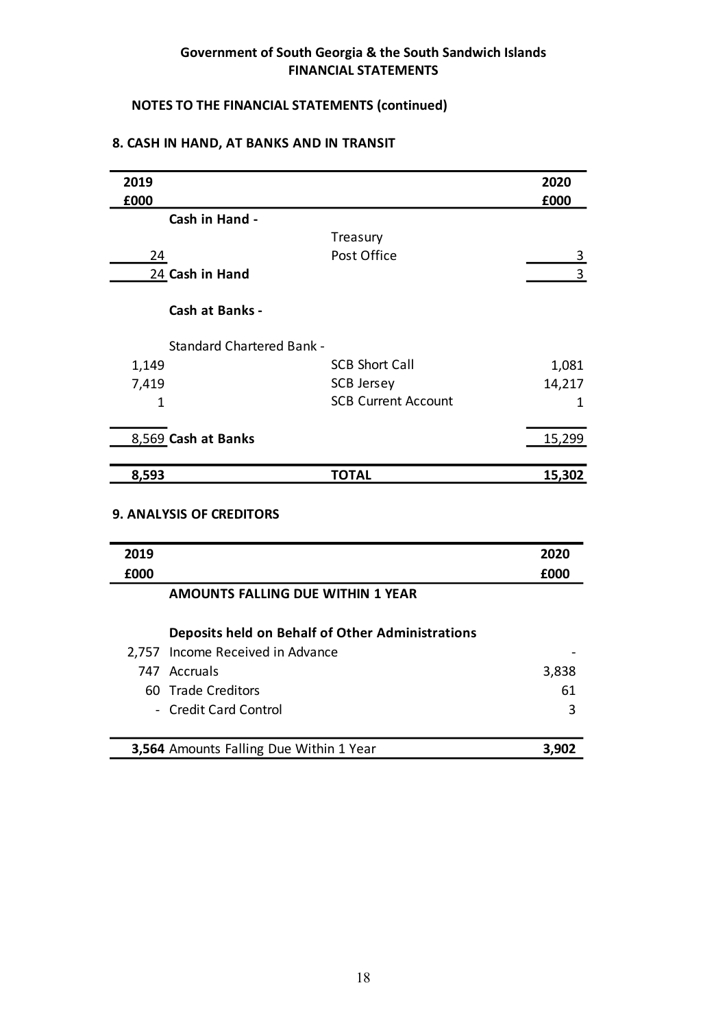## Government of South Georgia & the South Sandwich Islands
## FINANCIAL STATEMENTS

### NOTES TO THE FINANCIAL STATEMENTS (continued)

### 8. CASH IN HAND, AT BANKS AND IN TRANSIT

| 2019 £000 | | | 2020 £000 |
|---|---|---|---|
| | **Cash in Hand -** | | |
| | | Treasury | |
| 24 | | Post Office | 3 |
| 24 | **Cash in Hand** | | 3 |
| | **Cash at Banks -** | | |
| | Standard Chartered Bank - | | |
| 1,149 | | SCB Short Call | 1,081 |
| 7,419 | | SCB Jersey | 14,217 |
| 1 | | SCB Current Account | 1 |
| 8,569 | **Cash at Banks** | | 15,299 |
| **8,593** | | **TOTAL** | **15,302** |

### 9. ANALYSIS OF CREDITORS

| 2019 £000 | | 2020 £000 |
|---|---|---|
| | **AMOUNTS FALLING DUE WITHIN 1 YEAR** | |
| | **Deposits held on Behalf of Other Administrations** | |
| 2,757 | Income Received in Advance | - |
| 747 | Accruals | 3,838 |
| 60 | Trade Creditors | 61 |
| - | Credit Card Control | 3 |
| **3,564** | Amounts Falling Due Within 1 Year | **3,902** |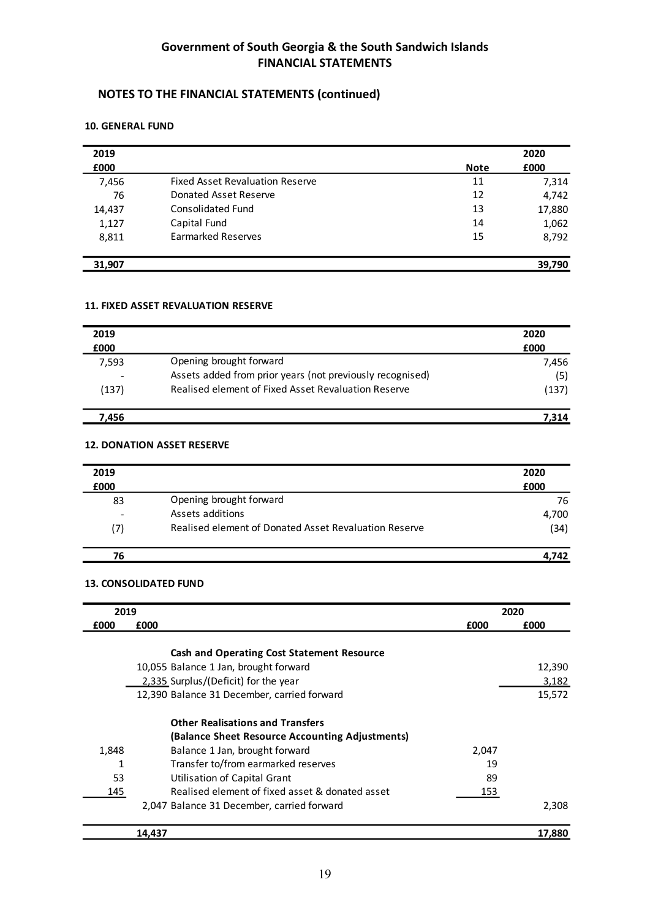# Government of South Georgia & the South Sandwich Islands
# FINANCIAL STATEMENTS

## NOTES TO THE FINANCIAL STATEMENTS (continued)

### 10. GENERAL FUND

| 2019 £000 | | Note | 2020 £000 |
|---|---|---|---|
| 7,456 | Fixed Asset Revaluation Reserve | 11 | 7,314 |
| 76 | Donated Asset Reserve | 12 | 4,742 |
| 14,437 | Consolidated Fund | 13 | 17,880 |
| 1,127 | Capital Fund | 14 | 1,062 |
| 8,811 | Earmarked Reserves | 15 | 8,792 |
| **31,907** | | | **39,790** |

### 11. FIXED ASSET REVALUATION RESERVE

| 2019 £000 | | 2020 £000 |
|---|---|---|
| 7,593 | Opening brought forward | 7,456 |
| - | Assets added from prior years (not previously recognised) | (5) |
| (137) | Realised element of Fixed Asset Revaluation Reserve | (137) |
| **7,456** | | **7,314** |

### 12. DONATION ASSET RESERVE

| 2019 £000 | | 2020 £000 |
|---|---|---|
| 83 | Opening brought forward | 76 |
| - | Assets additions | 4,700 |
| (7) | Realised element of Donated Asset Revaluation Reserve | (34) |
| **76** | | **4,742** |

### 13. CONSOLIDATED FUND

| 2019 £000 | 2019 £000 | | 2020 £000 | 2020 £000 |
|---|---|---|---|---|
| | | **Cash and Operating Cost Statement Resource** | | |
| | 10,055 | Balance 1 Jan, brought forward | | 12,390 |
| | 2,335 | Surplus/(Deficit) for the year | | 3,182 |
| | 12,390 | Balance 31 December, carried forward | | 15,572 |
| | | **Other Realisations and Transfers** | | |
| | | **(Balance Sheet Resource Accounting Adjustments)** | | |
| 1,848 | | Balance 1 Jan, brought forward | 2,047 | |
| 1 | | Transfer to/from earmarked reserves | 19 | |
| 53 | | Utilisation of Capital Grant | 89 | |
| 145 | | Realised element of fixed asset & donated asset | 153 | |
| | 2,047 | Balance 31 December, carried forward | | 2,308 |
| | **14,437** | | | **17,880** |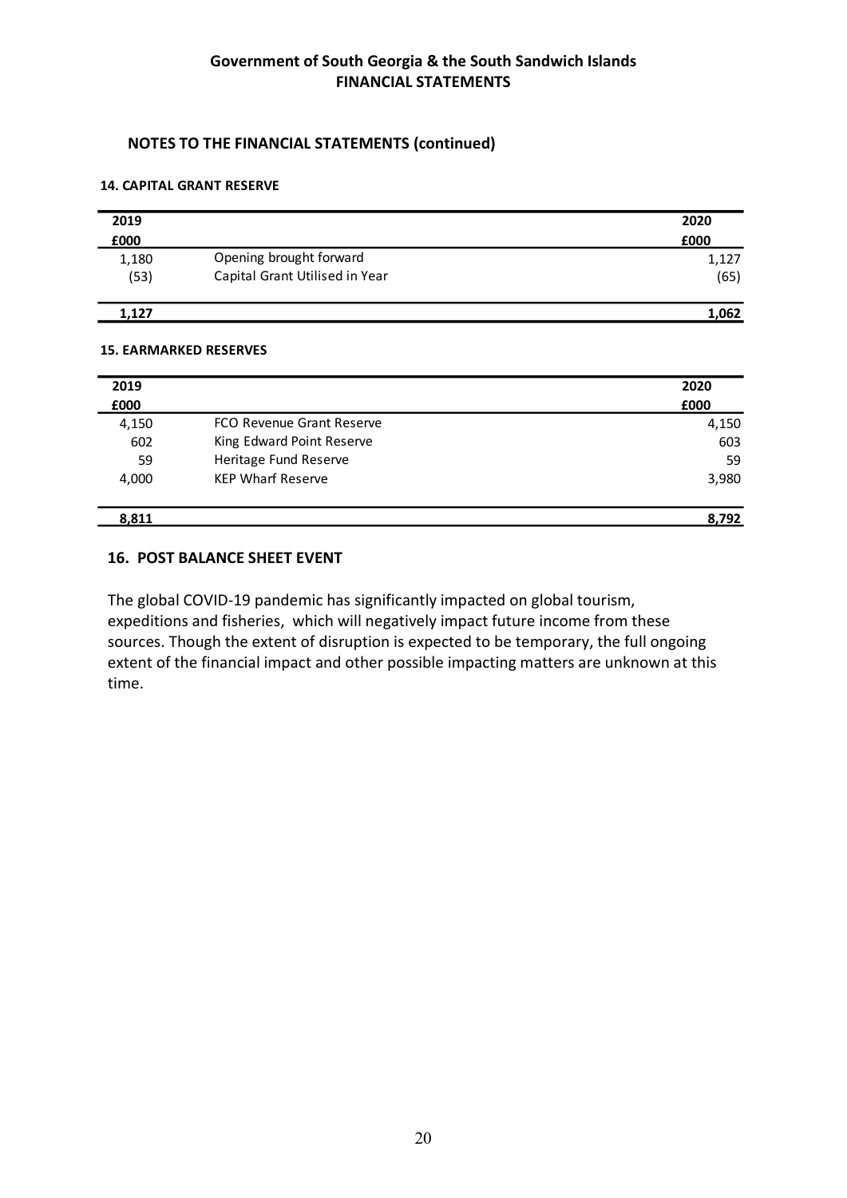**Government of South Georgia & the South Sandwich Islands**
**FINANCIAL STATEMENTS**

## NOTES TO THE FINANCIAL STATEMENTS (continued)

### 14. CAPITAL GRANT RESERVE

| 2019<br>£000 | | 2020<br>£000 |
|---|---|---|
| 1,180 | Opening brought forward | 1,127 |
| (53) | Capital Grant Utilised in Year | (65) |
| **1,127** | | **1,062** |

### 15. EARMARKED RESERVES

| 2019<br>£000 | | 2020<br>£000 |
|---|---|---|
| 4,150 | FCO Revenue Grant Reserve | 4,150 |
| 602 | King Edward Point Reserve | 603 |
| 59 | Heritage Fund Reserve | 59 |
| 4,000 | KEP Wharf Reserve | 3,980 |
| **8,811** | | **8,792** |

### 16. POST BALANCE SHEET EVENT

The global COVID-19 pandemic has significantly impacted on global tourism, expeditions and fisheries, which will negatively impact future income from these sources. Though the extent of disruption is expected to be temporary, the full ongoing extent of the financial impact and other possible impacting matters are unknown at this time.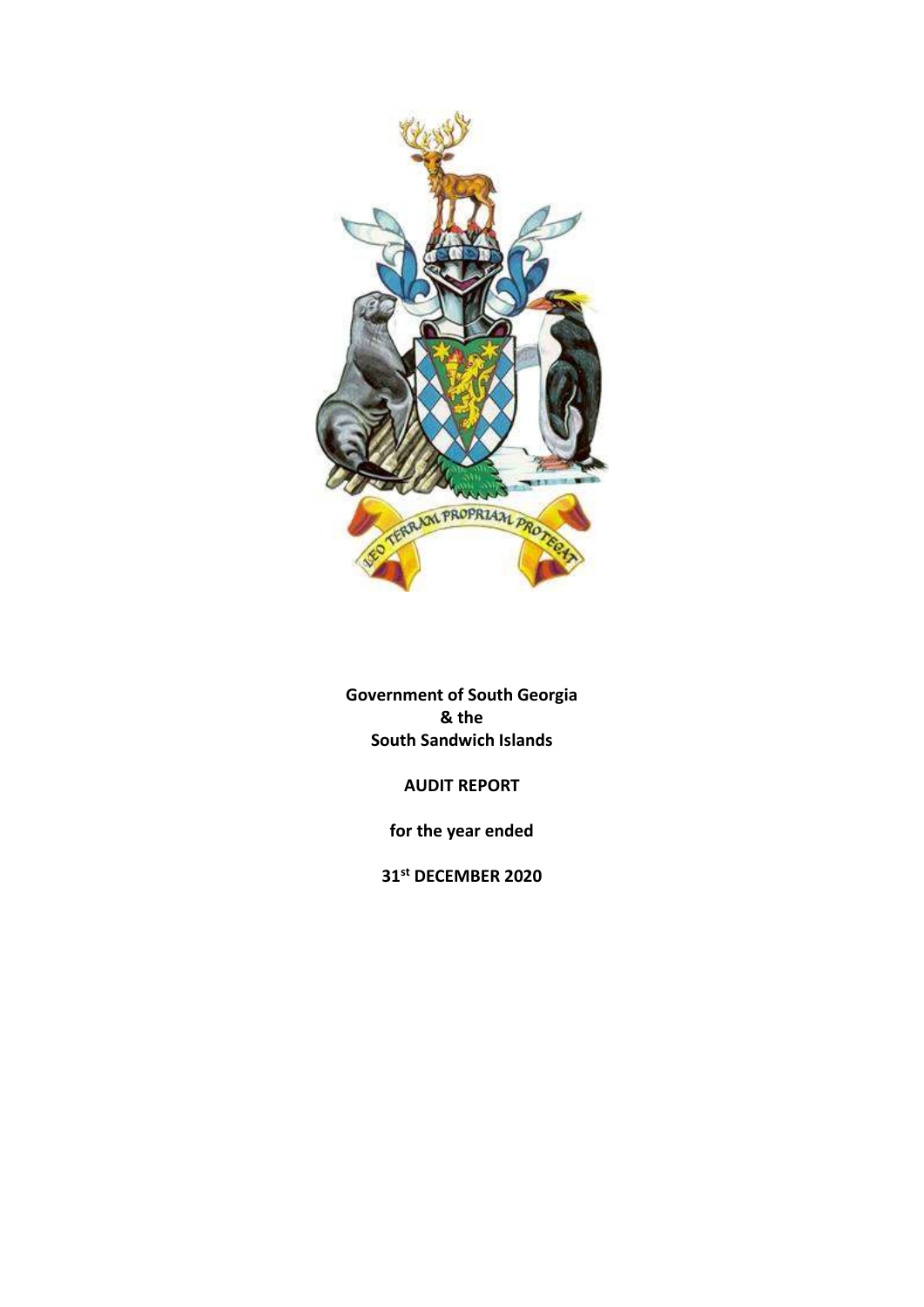**Government of South Georgia**
**& the**
**South Sandwich Islands**

**AUDIT REPORT**

**for the year ended**

**31st DECEMBER 2020**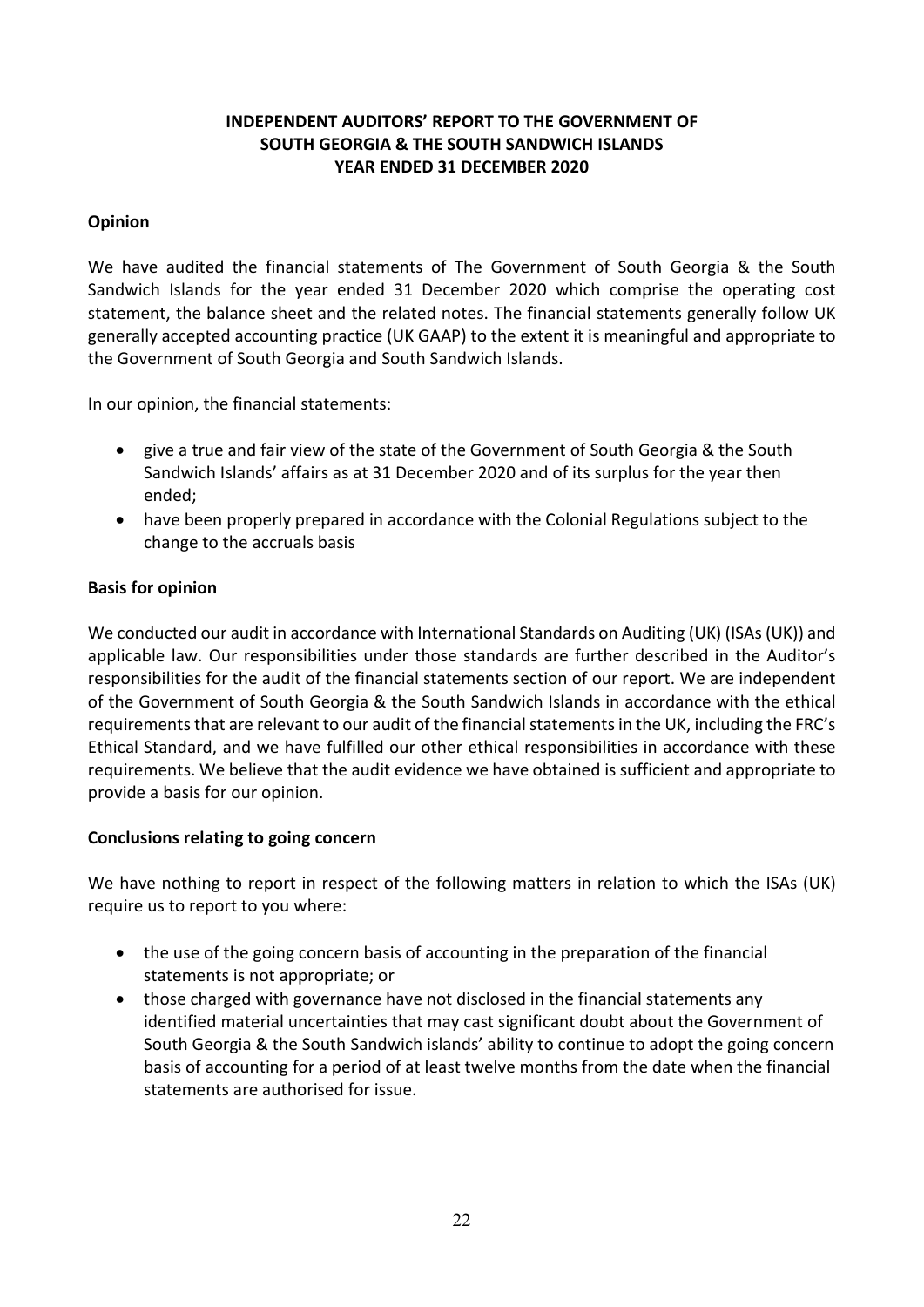**INDEPENDENT AUDITORS' REPORT TO THE GOVERNMENT OF SOUTH GEORGIA & THE SOUTH SANDWICH ISLANDS YEAR ENDED 31 DECEMBER 2020**

**Opinion**

We have audited the financial statements of The Government of South Georgia & the South Sandwich Islands for the year ended 31 December 2020 which comprise the operating cost statement, the balance sheet and the related notes. The financial statements generally follow UK generally accepted accounting practice (UK GAAP) to the extent it is meaningful and appropriate to the Government of South Georgia and South Sandwich Islands.

In our opinion, the financial statements:

- give a true and fair view of the state of the Government of South Georgia & the South Sandwich Islands' affairs as at 31 December 2020 and of its surplus for the year then ended;
- have been properly prepared in accordance with the Colonial Regulations subject to the change to the accruals basis

**Basis for opinion**

We conducted our audit in accordance with International Standards on Auditing (UK) (ISAs (UK)) and applicable law. Our responsibilities under those standards are further described in the Auditor's responsibilities for the audit of the financial statements section of our report. We are independent of the Government of South Georgia & the South Sandwich Islands in accordance with the ethical requirements that are relevant to our audit of the financial statements in the UK, including the FRC's Ethical Standard, and we have fulfilled our other ethical responsibilities in accordance with these requirements. We believe that the audit evidence we have obtained is sufficient and appropriate to provide a basis for our opinion.

**Conclusions relating to going concern**

We have nothing to report in respect of the following matters in relation to which the ISAs (UK) require us to report to you where:

- the use of the going concern basis of accounting in the preparation of the financial statements is not appropriate; or
- those charged with governance have not disclosed in the financial statements any identified material uncertainties that may cast significant doubt about the Government of South Georgia & the South Sandwich islands' ability to continue to adopt the going concern basis of accounting for a period of at least twelve months from the date when the financial statements are authorised for issue.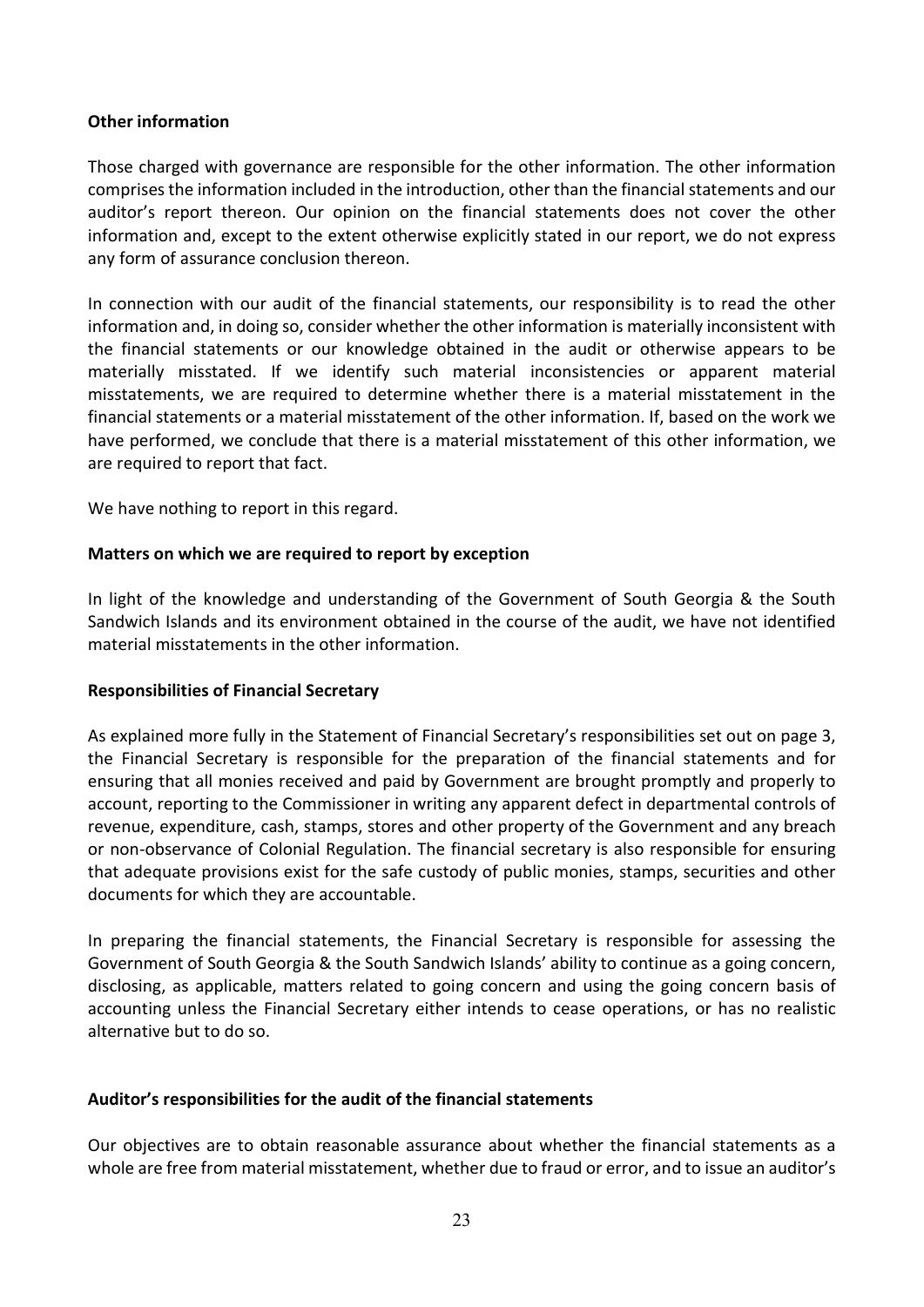**Other information**

Those charged with governance are responsible for the other information. The other information comprises the information included in the introduction, other than the financial statements and our auditor's report thereon. Our opinion on the financial statements does not cover the other information and, except to the extent otherwise explicitly stated in our report, we do not express any form of assurance conclusion thereon.

In connection with our audit of the financial statements, our responsibility is to read the other information and, in doing so, consider whether the other information is materially inconsistent with the financial statements or our knowledge obtained in the audit or otherwise appears to be materially misstated. If we identify such material inconsistencies or apparent material misstatements, we are required to determine whether there is a material misstatement in the financial statements or a material misstatement of the other information. If, based on the work we have performed, we conclude that there is a material misstatement of this other information, we are required to report that fact.

We have nothing to report in this regard.

**Matters on which we are required to report by exception**

In light of the knowledge and understanding of the Government of South Georgia & the South Sandwich Islands and its environment obtained in the course of the audit, we have not identified material misstatements in the other information.

**Responsibilities of Financial Secretary**

As explained more fully in the Statement of Financial Secretary's responsibilities set out on page 3, the Financial Secretary is responsible for the preparation of the financial statements and for ensuring that all monies received and paid by Government are brought promptly and properly to account, reporting to the Commissioner in writing any apparent defect in departmental controls of revenue, expenditure, cash, stamps, stores and other property of the Government and any breach or non-observance of Colonial Regulation. The financial secretary is also responsible for ensuring that adequate provisions exist for the safe custody of public monies, stamps, securities and other documents for which they are accountable.

In preparing the financial statements, the Financial Secretary is responsible for assessing the Government of South Georgia & the South Sandwich Islands' ability to continue as a going concern, disclosing, as applicable, matters related to going concern and using the going concern basis of accounting unless the Financial Secretary either intends to cease operations, or has no realistic alternative but to do so.

**Auditor's responsibilities for the audit of the financial statements**

Our objectives are to obtain reasonable assurance about whether the financial statements as a whole are free from material misstatement, whether due to fraud or error, and to issue an auditor's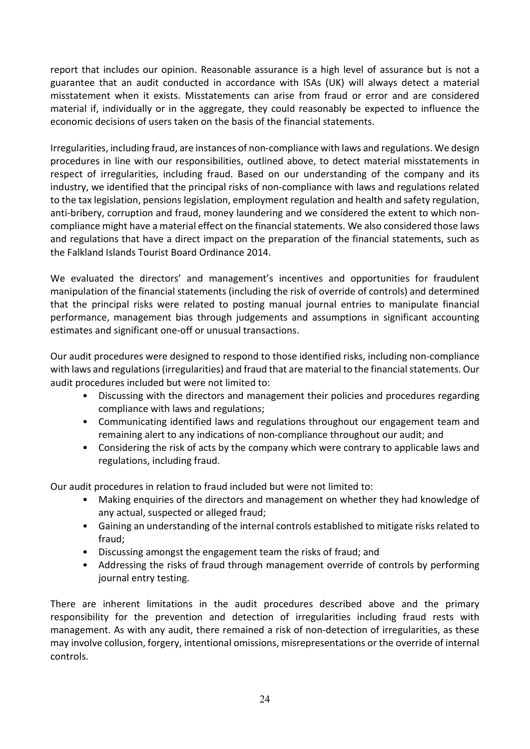report that includes our opinion. Reasonable assurance is a high level of assurance but is not a guarantee that an audit conducted in accordance with ISAs (UK) will always detect a material misstatement when it exists. Misstatements can arise from fraud or error and are considered material if, individually or in the aggregate, they could reasonably be expected to influence the economic decisions of users taken on the basis of the financial statements.

Irregularities, including fraud, are instances of non-compliance with laws and regulations. We design procedures in line with our responsibilities, outlined above, to detect material misstatements in respect of irregularities, including fraud. Based on our understanding of the company and its industry, we identified that the principal risks of non-compliance with laws and regulations related to the tax legislation, pensions legislation, employment regulation and health and safety regulation, anti-bribery, corruption and fraud, money laundering and we considered the extent to which non-compliance might have a material effect on the financial statements. We also considered those laws and regulations that have a direct impact on the preparation of the financial statements, such as the Falkland Islands Tourist Board Ordinance 2014.

We evaluated the directors' and management's incentives and opportunities for fraudulent manipulation of the financial statements (including the risk of override of controls) and determined that the principal risks were related to posting manual journal entries to manipulate financial performance, management bias through judgements and assumptions in significant accounting estimates and significant one-off or unusual transactions.

Our audit procedures were designed to respond to those identified risks, including non-compliance with laws and regulations (irregularities) and fraud that are material to the financial statements. Our audit procedures included but were not limited to:

- Discussing with the directors and management their policies and procedures regarding compliance with laws and regulations;
- Communicating identified laws and regulations throughout our engagement team and remaining alert to any indications of non-compliance throughout our audit; and
- Considering the risk of acts by the company which were contrary to applicable laws and regulations, including fraud.

Our audit procedures in relation to fraud included but were not limited to:

- Making enquiries of the directors and management on whether they had knowledge of any actual, suspected or alleged fraud;
- Gaining an understanding of the internal controls established to mitigate risks related to fraud;
- Discussing amongst the engagement team the risks of fraud; and
- Addressing the risks of fraud through management override of controls by performing journal entry testing.

There are inherent limitations in the audit procedures described above and the primary responsibility for the prevention and detection of irregularities including fraud rests with management. As with any audit, there remained a risk of non-detection of irregularities, as these may involve collusion, forgery, intentional omissions, misrepresentations or the override of internal controls.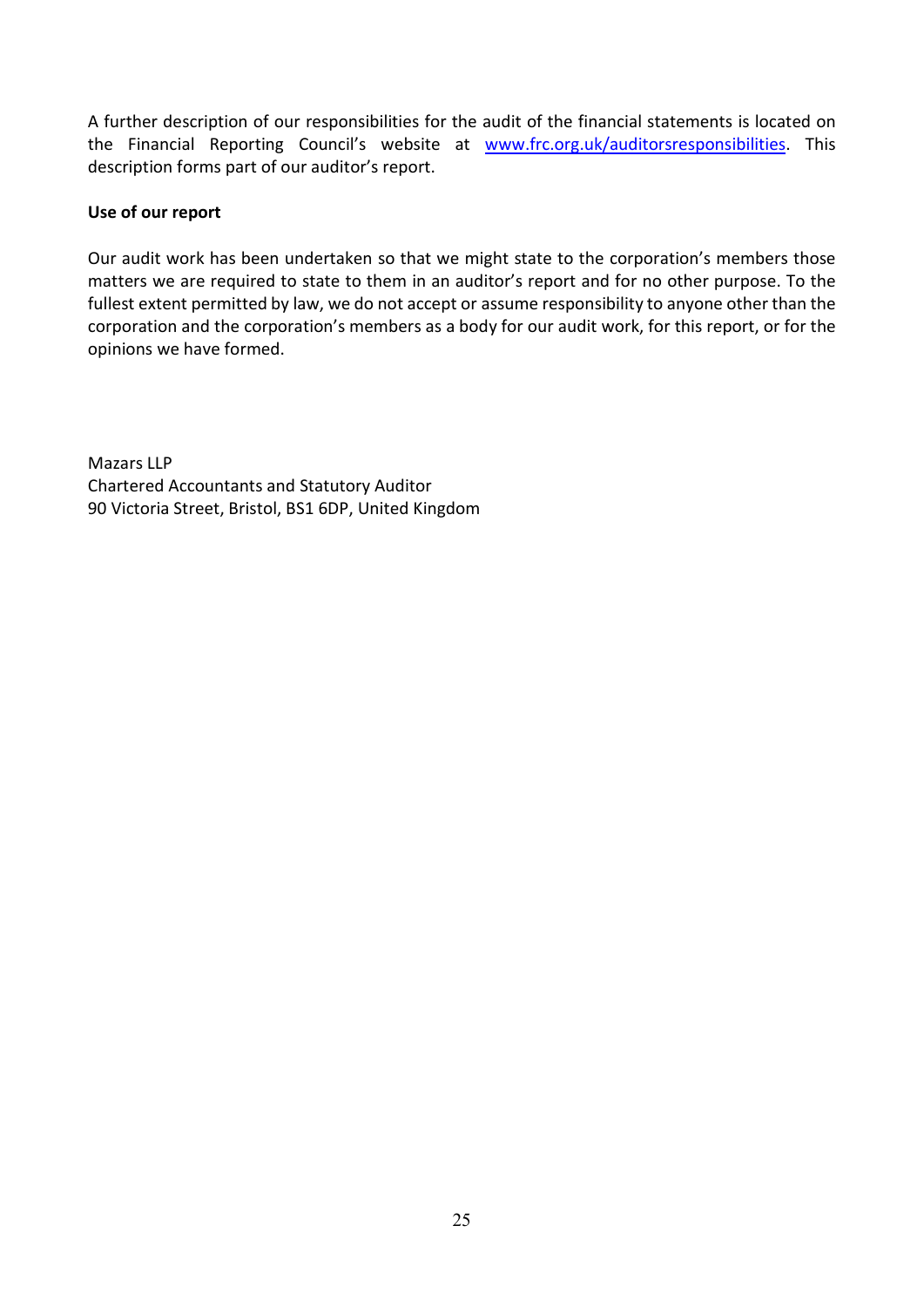A further description of our responsibilities for the audit of the financial statements is located on the Financial Reporting Council's website at www.frc.org.uk/auditorsresponsibilities. This description forms part of our auditor's report.

**Use of our report**

Our audit work has been undertaken so that we might state to the corporation's members those matters we are required to state to them in an auditor's report and for no other purpose. To the fullest extent permitted by law, we do not accept or assume responsibility to anyone other than the corporation and the corporation's members as a body for our audit work, for this report, or for the opinions we have formed.

Mazars LLP
Chartered Accountants and Statutory Auditor
90 Victoria Street, Bristol, BS1 6DP, United Kingdom